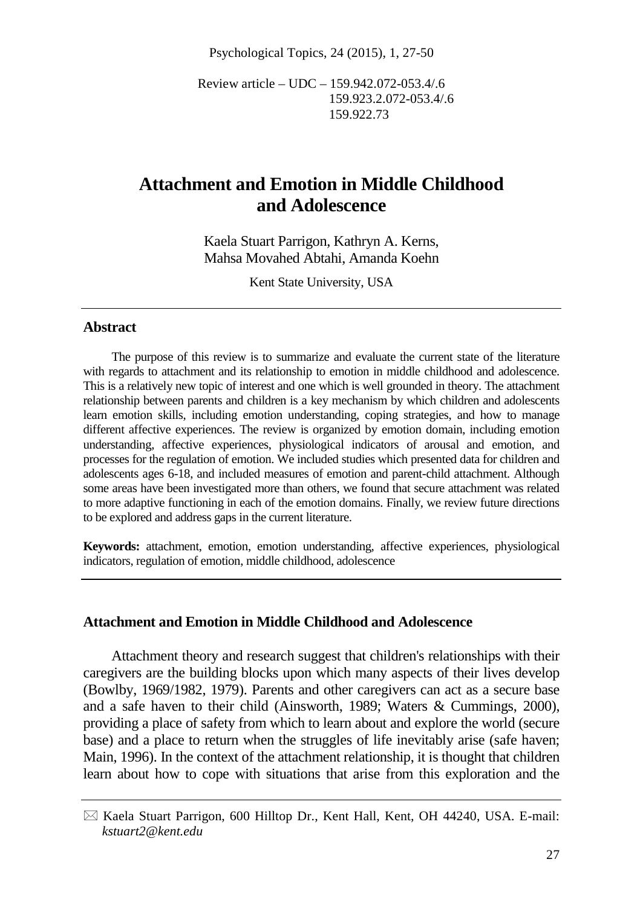Review article – UDC – 159.942.072-053.4/.6
159.923.2.072-053.4/.6
159.922.73

# Attachment and Emotion in Middle Childhood and Adolescence

Kaela Stuart Parrigon, Kathryn A. Kerns, Mahsa Movahed Abtahi, Amanda Koehn

Kent State University, USA

## Abstract

The purpose of this review is to summarize and evaluate the current state of the literature with regards to attachment and its relationship to emotion in middle childhood and adolescence. This is a relatively new topic of interest and one which is well grounded in theory. The attachment relationship between parents and children is a key mechanism by which children and adolescents learn emotion skills, including emotion understanding, coping strategies, and how to manage different affective experiences. The review is organized by emotion domain, including emotion understanding, affective experiences, physiological indicators of arousal and emotion, and processes for the regulation of emotion. We included studies which presented data for children and adolescents ages 6-18, and included measures of emotion and parent-child attachment. Although some areas have been investigated more than others, we found that secure attachment was related to more adaptive functioning in each of the emotion domains. Finally, we review future directions to be explored and address gaps in the current literature.

**Keywords:** attachment, emotion, emotion understanding, affective experiences, physiological indicators, regulation of emotion, middle childhood, adolescence

## Attachment and Emotion in Middle Childhood and Adolescence

Attachment theory and research suggest that children's relationships with their caregivers are the building blocks upon which many aspects of their lives develop (Bowlby, 1969/1982, 1979). Parents and other caregivers can act as a secure base and a safe haven to their child (Ainsworth, 1989; Waters & Cummings, 2000), providing a place of safety from which to learn about and explore the world (secure base) and a place to return when the struggles of life inevitably arise (safe haven; Main, 1996). In the context of the attachment relationship, it is thought that children learn about how to cope with situations that arise from this exploration and the

✉ Kaela Stuart Parrigon, 600 Hilltop Dr., Kent Hall, Kent, OH 44240, USA. E-mail: *kstuart2@kent.edu*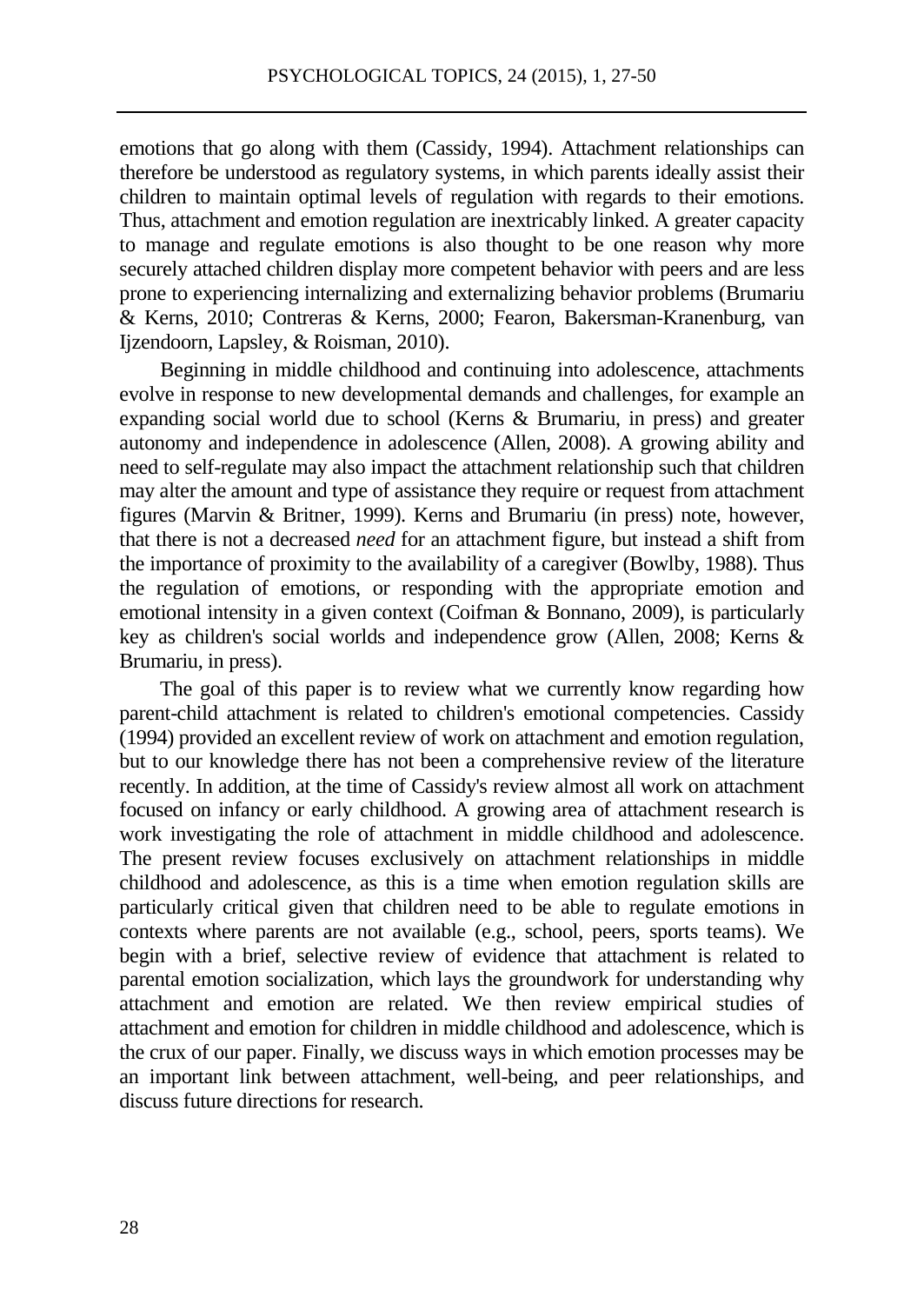emotions that go along with them (Cassidy, 1994). Attachment relationships can therefore be understood as regulatory systems, in which parents ideally assist their children to maintain optimal levels of regulation with regards to their emotions. Thus, attachment and emotion regulation are inextricably linked. A greater capacity to manage and regulate emotions is also thought to be one reason why more securely attached children display more competent behavior with peers and are less prone to experiencing internalizing and externalizing behavior problems (Brumariu & Kerns, 2010; Contreras & Kerns, 2000; Fearon, Bakersman-Kranenburg, van Ijzendoorn, Lapsley, & Roisman, 2010).

Beginning in middle childhood and continuing into adolescence, attachments evolve in response to new developmental demands and challenges, for example an expanding social world due to school (Kerns & Brumariu, in press) and greater autonomy and independence in adolescence (Allen, 2008). A growing ability and need to self-regulate may also impact the attachment relationship such that children may alter the amount and type of assistance they require or request from attachment figures (Marvin & Britner, 1999). Kerns and Brumariu (in press) note, however, that there is not a decreased *need* for an attachment figure, but instead a shift from the importance of proximity to the availability of a caregiver (Bowlby, 1988). Thus the regulation of emotions, or responding with the appropriate emotion and emotional intensity in a given context (Coifman & Bonnano, 2009), is particularly key as children's social worlds and independence grow (Allen, 2008; Kerns & Brumariu, in press).

The goal of this paper is to review what we currently know regarding how parent-child attachment is related to children's emotional competencies. Cassidy (1994) provided an excellent review of work on attachment and emotion regulation, but to our knowledge there has not been a comprehensive review of the literature recently. In addition, at the time of Cassidy's review almost all work on attachment focused on infancy or early childhood. A growing area of attachment research is work investigating the role of attachment in middle childhood and adolescence. The present review focuses exclusively on attachment relationships in middle childhood and adolescence, as this is a time when emotion regulation skills are particularly critical given that children need to be able to regulate emotions in contexts where parents are not available (e.g., school, peers, sports teams). We begin with a brief, selective review of evidence that attachment is related to parental emotion socialization, which lays the groundwork for understanding why attachment and emotion are related. We then review empirical studies of attachment and emotion for children in middle childhood and adolescence, which is the crux of our paper. Finally, we discuss ways in which emotion processes may be an important link between attachment, well-being, and peer relationships, and discuss future directions for research.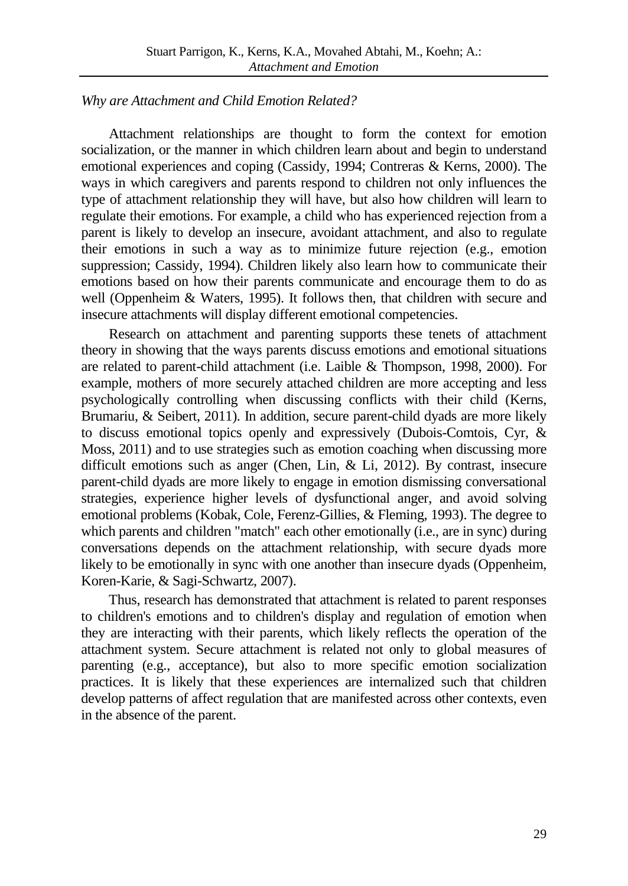### *Why are Attachment and Child Emotion Related?*

Attachment relationships are thought to form the context for emotion socialization, or the manner in which children learn about and begin to understand emotional experiences and coping (Cassidy, 1994; Contreras & Kerns, 2000). The ways in which caregivers and parents respond to children not only influences the type of attachment relationship they will have, but also how children will learn to regulate their emotions. For example, a child who has experienced rejection from a parent is likely to develop an insecure, avoidant attachment, and also to regulate their emotions in such a way as to minimize future rejection (e.g., emotion suppression; Cassidy, 1994). Children likely also learn how to communicate their emotions based on how their parents communicate and encourage them to do as well (Oppenheim & Waters, 1995). It follows then, that children with secure and insecure attachments will display different emotional competencies.

Research on attachment and parenting supports these tenets of attachment theory in showing that the ways parents discuss emotions and emotional situations are related to parent-child attachment (i.e. Laible & Thompson, 1998, 2000). For example, mothers of more securely attached children are more accepting and less psychologically controlling when discussing conflicts with their child (Kerns, Brumariu, & Seibert, 2011). In addition, secure parent-child dyads are more likely to discuss emotional topics openly and expressively (Dubois-Comtois, Cyr, & Moss, 2011) and to use strategies such as emotion coaching when discussing more difficult emotions such as anger (Chen, Lin, & Li, 2012). By contrast, insecure parent-child dyads are more likely to engage in emotion dismissing conversational strategies, experience higher levels of dysfunctional anger, and avoid solving emotional problems (Kobak, Cole, Ferenz-Gillies, & Fleming, 1993). The degree to which parents and children "match" each other emotionally (i.e., are in sync) during conversations depends on the attachment relationship, with secure dyads more likely to be emotionally in sync with one another than insecure dyads (Oppenheim, Koren-Karie, & Sagi-Schwartz, 2007).

Thus, research has demonstrated that attachment is related to parent responses to children's emotions and to children's display and regulation of emotion when they are interacting with their parents, which likely reflects the operation of the attachment system. Secure attachment is related not only to global measures of parenting (e.g., acceptance), but also to more specific emotion socialization practices. It is likely that these experiences are internalized such that children develop patterns of affect regulation that are manifested across other contexts, even in the absence of the parent.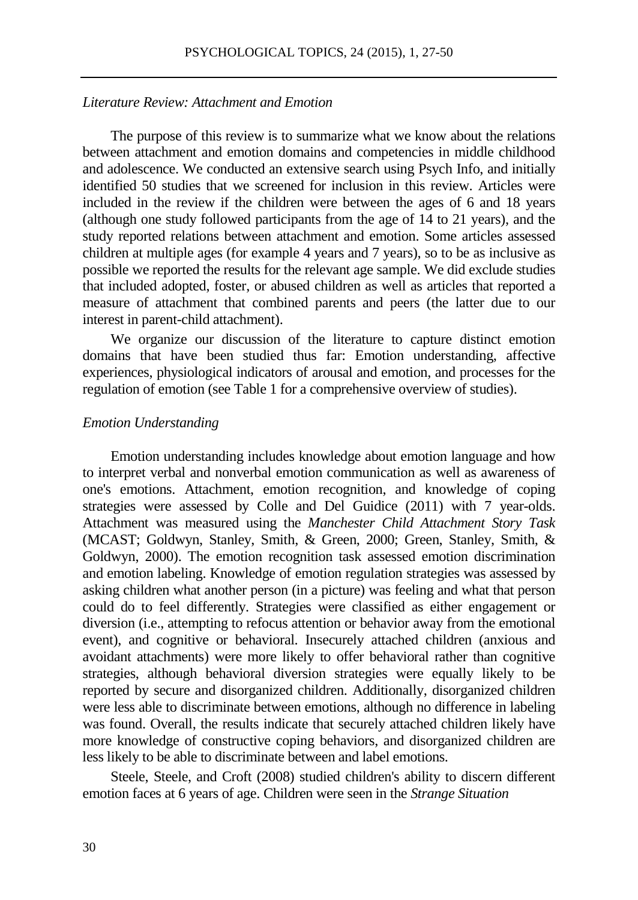*Literature Review: Attachment and Emotion*

The purpose of this review is to summarize what we know about the relations between attachment and emotion domains and competencies in middle childhood and adolescence. We conducted an extensive search using Psych Info, and initially identified 50 studies that we screened for inclusion in this review. Articles were included in the review if the children were between the ages of 6 and 18 years (although one study followed participants from the age of 14 to 21 years), and the study reported relations between attachment and emotion. Some articles assessed children at multiple ages (for example 4 years and 7 years), so to be as inclusive as possible we reported the results for the relevant age sample. We did exclude studies that included adopted, foster, or abused children as well as articles that reported a measure of attachment that combined parents and peers (the latter due to our interest in parent-child attachment).

We organize our discussion of the literature to capture distinct emotion domains that have been studied thus far: Emotion understanding, affective experiences, physiological indicators of arousal and emotion, and processes for the regulation of emotion (see Table 1 for a comprehensive overview of studies).

*Emotion Understanding*

Emotion understanding includes knowledge about emotion language and how to interpret verbal and nonverbal emotion communication as well as awareness of one's emotions. Attachment, emotion recognition, and knowledge of coping strategies were assessed by Colle and Del Guidice (2011) with 7 year-olds. Attachment was measured using the *Manchester Child Attachment Story Task* (MCAST; Goldwyn, Stanley, Smith, & Green, 2000; Green, Stanley, Smith, & Goldwyn, 2000). The emotion recognition task assessed emotion discrimination and emotion labeling. Knowledge of emotion regulation strategies was assessed by asking children what another person (in a picture) was feeling and what that person could do to feel differently. Strategies were classified as either engagement or diversion (i.e., attempting to refocus attention or behavior away from the emotional event), and cognitive or behavioral. Insecurely attached children (anxious and avoidant attachments) were more likely to offer behavioral rather than cognitive strategies, although behavioral diversion strategies were equally likely to be reported by secure and disorganized children. Additionally, disorganized children were less able to discriminate between emotions, although no difference in labeling was found. Overall, the results indicate that securely attached children likely have more knowledge of constructive coping behaviors, and disorganized children are less likely to be able to discriminate between and label emotions.

Steele, Steele, and Croft (2008) studied children's ability to discern different emotion faces at 6 years of age. Children were seen in the *Strange Situation*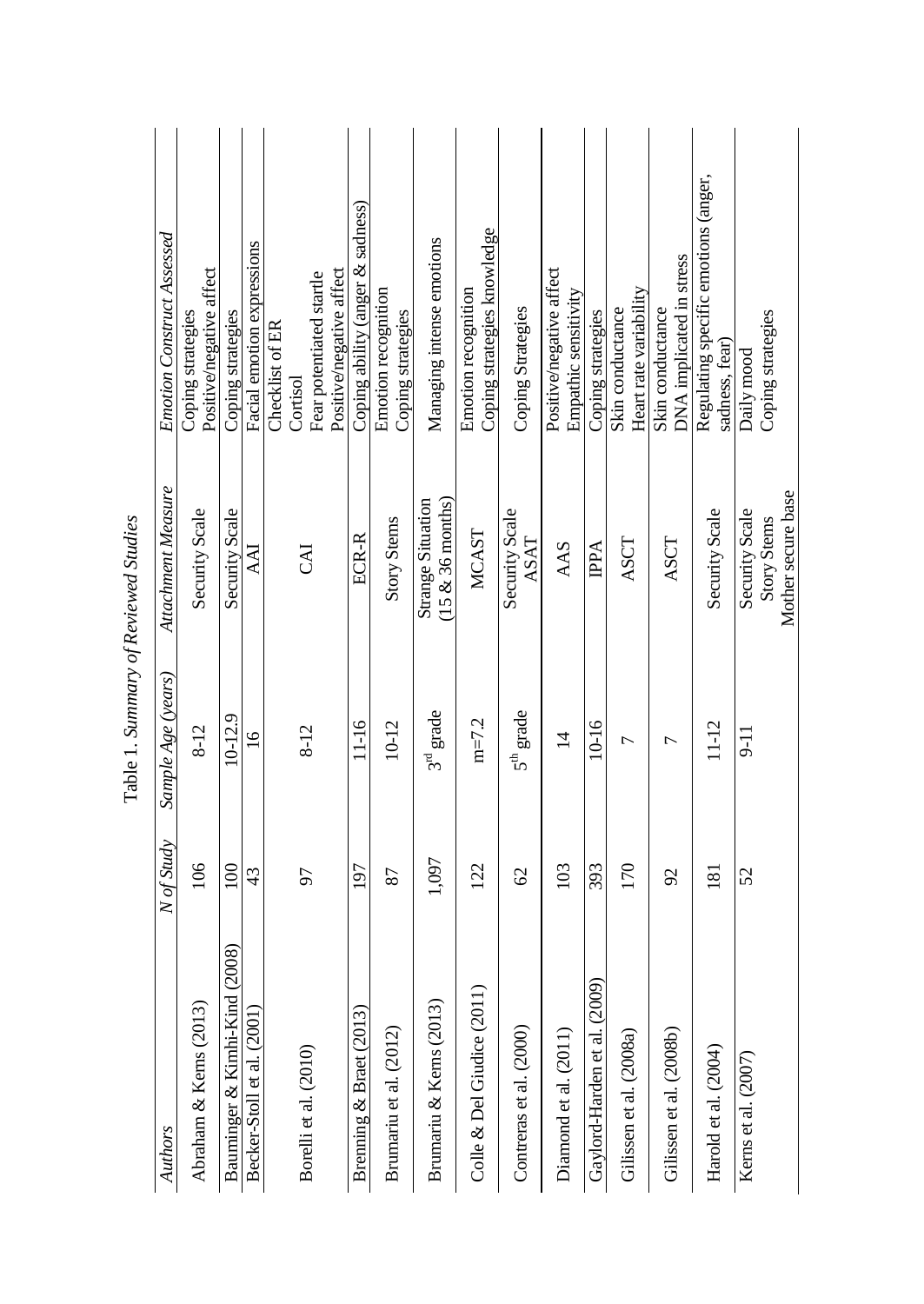Table 1. *Summary of Reviewed Studies*

| *Authors* | *N of Study* | *Sample Age (years)* | *Attachment Measure* | *Emotion Construct Assessed* |
|---|---|---|---|---|
| Abraham & Kerns (2013) | 106 | 8-12 | Security Scale | Coping strategies<br>Positive/negative affect |
| Bauminger & Kimhi-Kind (2008) | 100 | 10-12.9 | Security Scale | Coping strategies |
| Becker-Stoll et al. (2001) | 43 | 16 | AAI | Facial emotion expressions |
| Borelli et al. (2010) | 97 | 8-12 | CAI | Checklist of ER<br>Cortisol<br>Fear potentiated startle<br>Positive/negative affect |
| Brenning & Braet (2013) | 197 | 11-16 | ECR-R | Coping ability (anger & sadness) |
| Brumariu et al. (2012) | 87 | 10-12 | Story Stems | Emotion recognition<br>Coping strategies |
| Brumariu & Kerns (2013) | 1,097 | 3rd grade | Strange Situation<br>(15 & 36 months) | Managing intense emotions |
| Colle & Del Giudice (2011) | 122 | m=7.2 | MCAST | Emotion recognition<br>Coping strategies knowledge |
| Contreras et al. (2000) | 62 | 5th grade | Security Scale<br>ASAT | Coping Strategies |
| Diamond et al. (2011) | 103 | 14 | AAS | Positive/negative affect<br>Empathic sensitivity |
| Gaylord-Harden et al. (2009) | 393 | 10-16 | IPPA | Coping strategies |
| Gilissen et al. (2008a) | 170 | 7 | ASCT | Skin conductance<br>Heart rate variability |
| Gilissen et al. (2008b) | 92 | 7 | ASCT | Skin conductance<br>DNA implicated in stress |
| Harold et al. (2004) | 181 | 11-12 | Security Scale | Regulating specific emotions (anger, sadness, fear) |
| Kerns et al. (2007) | 52 | 9-11 | Security Scale<br>Story Stems<br>Mother secure base | Daily mood<br>Coping strategies |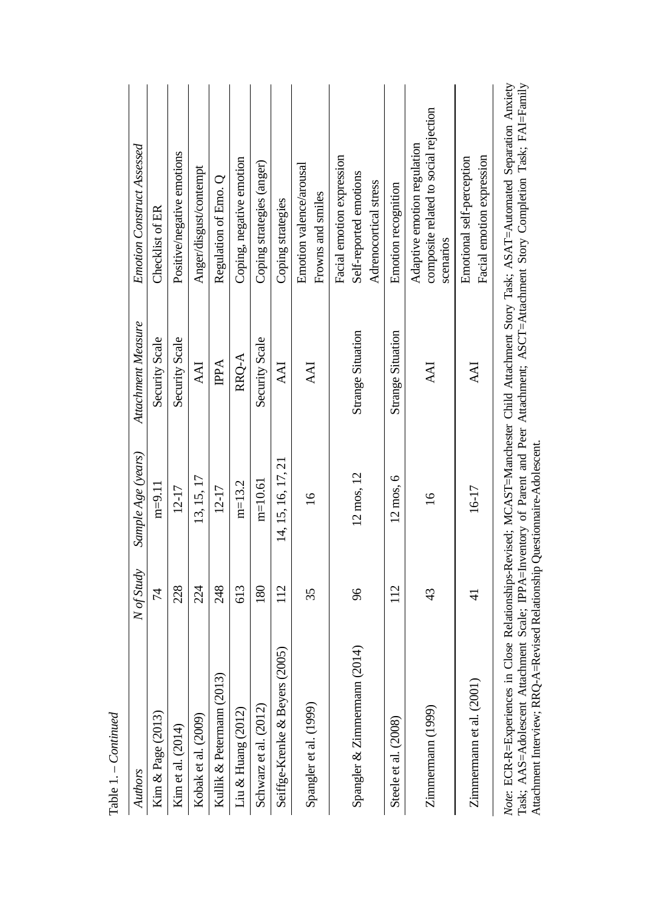Table 1. – *Continued*

| *Authors* | *N of Study* | *Sample Age (years)* | *Attachment Measure* | *Emotion Construct Assessed* |
|---|---|---|---|---|
| Kim & Page (2013) | 74 | m=9.11 | Security Scale | Checklist of ER |
| Kim et al. (2014) | 228 | 12-17 | Security Scale | Positive/negative emotions |
| Kobak et al. (2009) | 224 | 13, 15, 17 | AAI | Anger/disgust/contempt |
| Kullik & Petermann (2013) | 248 | 12-17 | IPPA | Regulation of Emo. Q |
| Liu & Huang (2012) | 613 | m=13.2 | RRQ-A | Coping, negative emotion |
| Schwarz et al. (2012) | 180 | m=10.61 | Security Scale | Coping strategies (anger) |
| Seiffge-Krenke & Beyers (2005) | 112 | 14, 15, 16, 17, 21 | AAI | Coping strategies |
| Spangler et al. (1999) | 35 | 16 | AAI | Emotion valence/arousal<br>Frowns and smiles |
| Spangler & Zimmermann (2014) | 96 | 12 mos, 12 | Strange Situation | Facial emotion expression<br>Self-reported emotions<br>Adrenocortical stress |
| Steele et al. (2008) | 112 | 12 mos, 6 | Strange Situation | Emotion recognition |
| Zimmermann (1999) | 43 | 16 | AAI | Adaptive emotion regulation composite related to social rejection scenarios |
| Zimmermann et al. (2001) | 41 | 16-17 | AAI | Emotional self-perception<br>Facial emotion expression |

*Note.* ECR-R=Experiences in Close Relationships-Revised; MCAST=Manchester Child Attachment Story Task; ASAT=Automated Separation Anxiety Task; AAS=Adolescent Attachment Scale; IPPA=Inventory of Parent and Peer Attachment; ASCT=Attachment Story Completion Task; FAI=Family Attachment Interview; RRQ-A=Revised Relationship Questionnaire-Adolescent.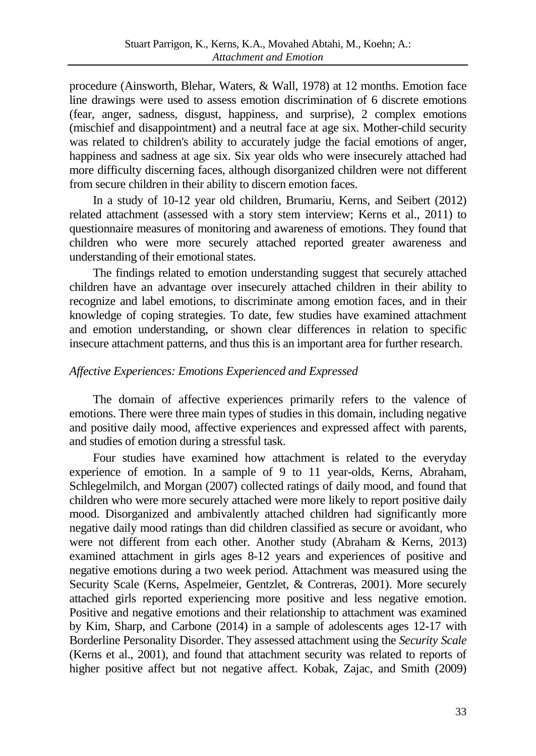procedure (Ainsworth, Blehar, Waters, & Wall, 1978) at 12 months. Emotion face line drawings were used to assess emotion discrimination of 6 discrete emotions (fear, anger, sadness, disgust, happiness, and surprise), 2 complex emotions (mischief and disappointment) and a neutral face at age six. Mother-child security was related to children's ability to accurately judge the facial emotions of anger, happiness and sadness at age six. Six year olds who were insecurely attached had more difficulty discerning faces, although disorganized children were not different from secure children in their ability to discern emotion faces.

In a study of 10-12 year old children, Brumariu, Kerns, and Seibert (2012) related attachment (assessed with a story stem interview; Kerns et al., 2011) to questionnaire measures of monitoring and awareness of emotions. They found that children who were more securely attached reported greater awareness and understanding of their emotional states.

The findings related to emotion understanding suggest that securely attached children have an advantage over insecurely attached children in their ability to recognize and label emotions, to discriminate among emotion faces, and in their knowledge of coping strategies. To date, few studies have examined attachment and emotion understanding, or shown clear differences in relation to specific insecure attachment patterns, and thus this is an important area for further research.

### *Affective Experiences: Emotions Experienced and Expressed*

The domain of affective experiences primarily refers to the valence of emotions. There were three main types of studies in this domain, including negative and positive daily mood, affective experiences and expressed affect with parents, and studies of emotion during a stressful task.

Four studies have examined how attachment is related to the everyday experience of emotion. In a sample of 9 to 11 year-olds, Kerns, Abraham, Schlegelmilch, and Morgan (2007) collected ratings of daily mood, and found that children who were more securely attached were more likely to report positive daily mood. Disorganized and ambivalently attached children had significantly more negative daily mood ratings than did children classified as secure or avoidant, who were not different from each other. Another study (Abraham & Kerns, 2013) examined attachment in girls ages 8-12 years and experiences of positive and negative emotions during a two week period. Attachment was measured using the Security Scale (Kerns, Aspelmeier, Gentzlet, & Contreras, 2001). More securely attached girls reported experiencing more positive and less negative emotion. Positive and negative emotions and their relationship to attachment was examined by Kim, Sharp, and Carbone (2014) in a sample of adolescents ages 12-17 with Borderline Personality Disorder. They assessed attachment using the *Security Scale* (Kerns et al., 2001), and found that attachment security was related to reports of higher positive affect but not negative affect. Kobak, Zajac, and Smith (2009)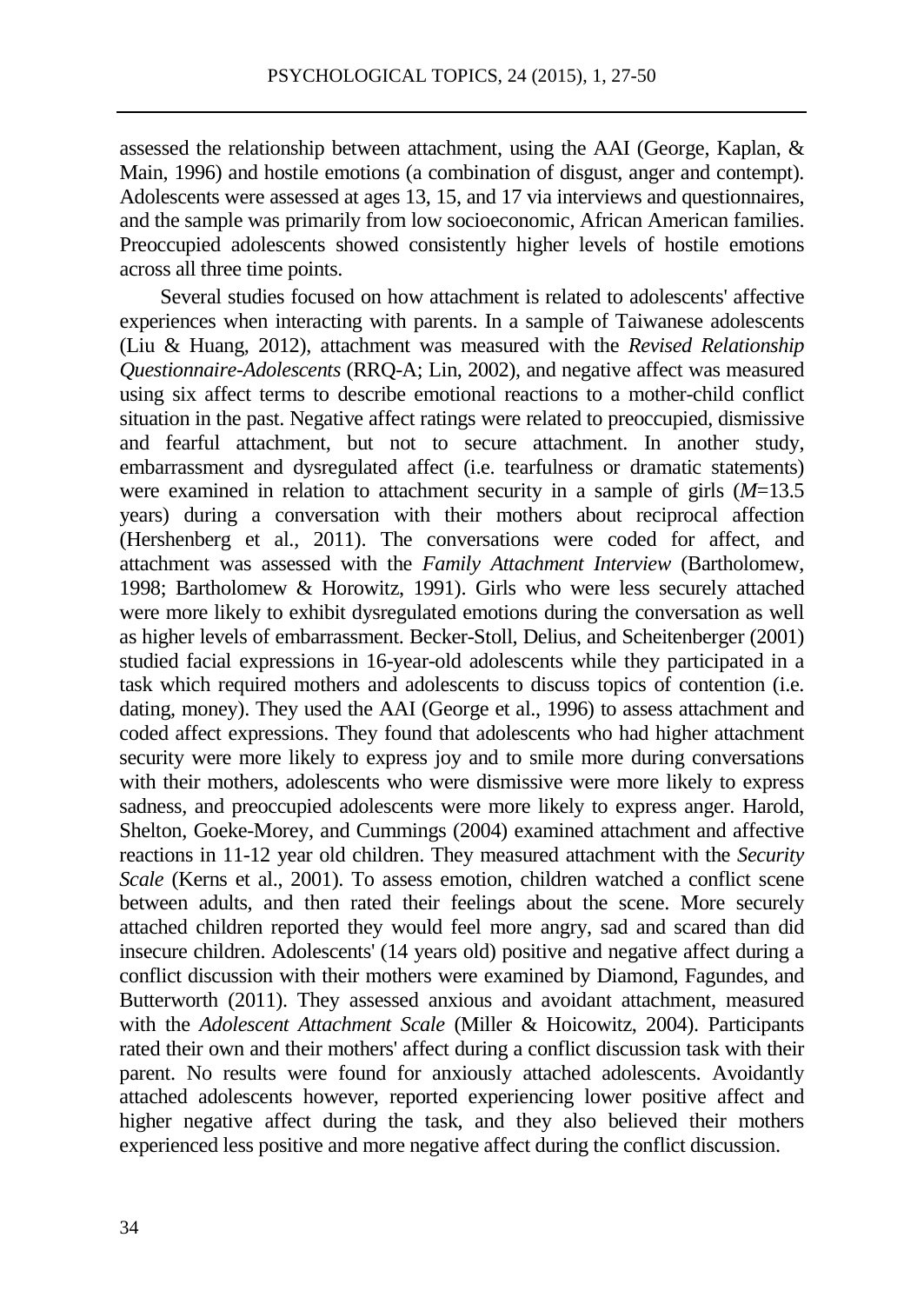assessed the relationship between attachment, using the AAI (George, Kaplan, & Main, 1996) and hostile emotions (a combination of disgust, anger and contempt). Adolescents were assessed at ages 13, 15, and 17 via interviews and questionnaires, and the sample was primarily from low socioeconomic, African American families. Preoccupied adolescents showed consistently higher levels of hostile emotions across all three time points.

Several studies focused on how attachment is related to adolescents' affective experiences when interacting with parents. In a sample of Taiwanese adolescents (Liu & Huang, 2012), attachment was measured with the *Revised Relationship Questionnaire-Adolescents* (RRQ-A; Lin, 2002), and negative affect was measured using six affect terms to describe emotional reactions to a mother-child conflict situation in the past. Negative affect ratings were related to preoccupied, dismissive and fearful attachment, but not to secure attachment. In another study, embarrassment and dysregulated affect (i.e. tearfulness or dramatic statements) were examined in relation to attachment security in a sample of girls (*M*=13.5 years) during a conversation with their mothers about reciprocal affection (Hershenberg et al., 2011). The conversations were coded for affect, and attachment was assessed with the *Family Attachment Interview* (Bartholomew, 1998; Bartholomew & Horowitz, 1991). Girls who were less securely attached were more likely to exhibit dysregulated emotions during the conversation as well as higher levels of embarrassment. Becker-Stoll, Delius, and Scheitenberger (2001) studied facial expressions in 16-year-old adolescents while they participated in a task which required mothers and adolescents to discuss topics of contention (i.e. dating, money). They used the AAI (George et al., 1996) to assess attachment and coded affect expressions. They found that adolescents who had higher attachment security were more likely to express joy and to smile more during conversations with their mothers, adolescents who were dismissive were more likely to express sadness, and preoccupied adolescents were more likely to express anger. Harold, Shelton, Goeke-Morey, and Cummings (2004) examined attachment and affective reactions in 11-12 year old children. They measured attachment with the *Security Scale* (Kerns et al., 2001). To assess emotion, children watched a conflict scene between adults, and then rated their feelings about the scene. More securely attached children reported they would feel more angry, sad and scared than did insecure children. Adolescents' (14 years old) positive and negative affect during a conflict discussion with their mothers were examined by Diamond, Fagundes, and Butterworth (2011). They assessed anxious and avoidant attachment, measured with the *Adolescent Attachment Scale* (Miller & Hoicowitz, 2004). Participants rated their own and their mothers' affect during a conflict discussion task with their parent. No results were found for anxiously attached adolescents. Avoidantly attached adolescents however, reported experiencing lower positive affect and higher negative affect during the task, and they also believed their mothers experienced less positive and more negative affect during the conflict discussion.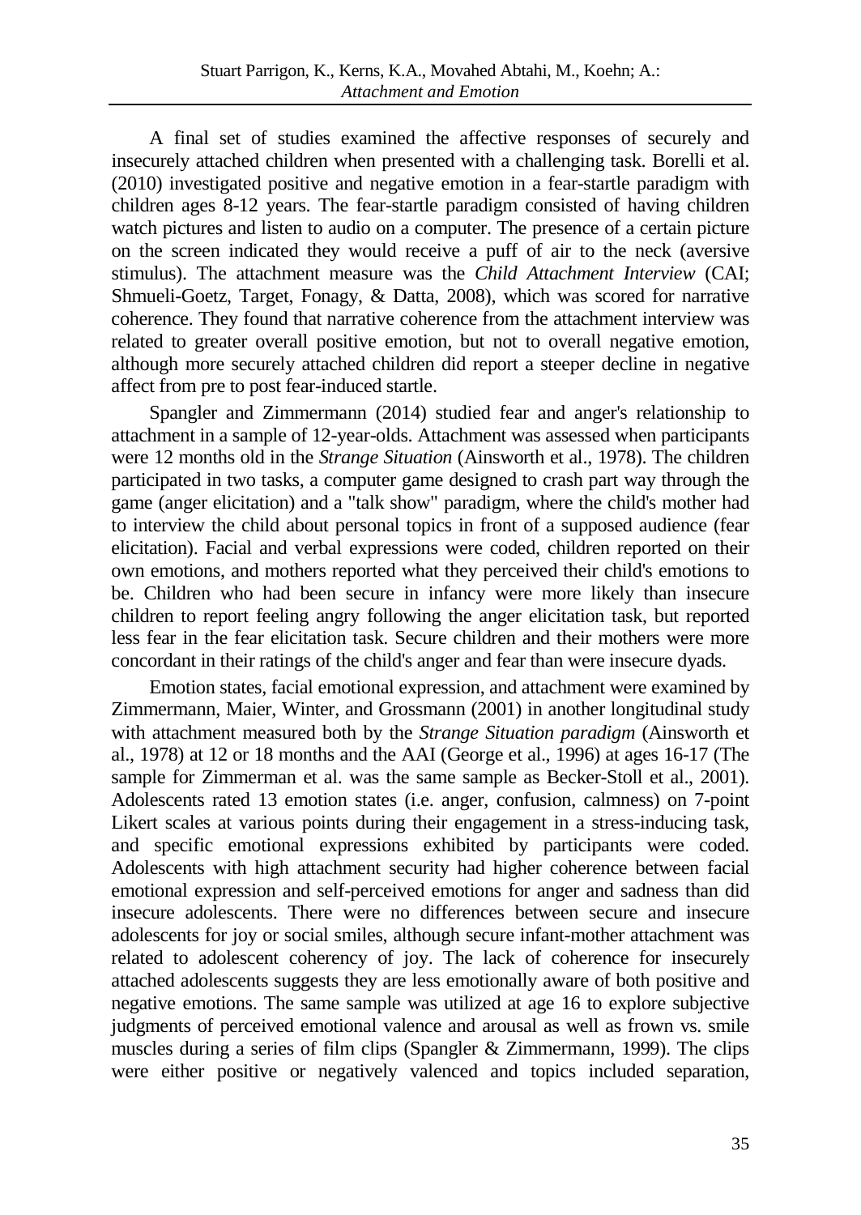A final set of studies examined the affective responses of securely and insecurely attached children when presented with a challenging task. Borelli et al. (2010) investigated positive and negative emotion in a fear-startle paradigm with children ages 8-12 years. The fear-startle paradigm consisted of having children watch pictures and listen to audio on a computer. The presence of a certain picture on the screen indicated they would receive a puff of air to the neck (aversive stimulus). The attachment measure was the *Child Attachment Interview* (CAI; Shmueli-Goetz, Target, Fonagy, & Datta, 2008), which was scored for narrative coherence. They found that narrative coherence from the attachment interview was related to greater overall positive emotion, but not to overall negative emotion, although more securely attached children did report a steeper decline in negative affect from pre to post fear-induced startle.

Spangler and Zimmermann (2014) studied fear and anger's relationship to attachment in a sample of 12-year-olds. Attachment was assessed when participants were 12 months old in the *Strange Situation* (Ainsworth et al., 1978). The children participated in two tasks, a computer game designed to crash part way through the game (anger elicitation) and a "talk show" paradigm, where the child's mother had to interview the child about personal topics in front of a supposed audience (fear elicitation). Facial and verbal expressions were coded, children reported on their own emotions, and mothers reported what they perceived their child's emotions to be. Children who had been secure in infancy were more likely than insecure children to report feeling angry following the anger elicitation task, but reported less fear in the fear elicitation task. Secure children and their mothers were more concordant in their ratings of the child's anger and fear than were insecure dyads.

Emotion states, facial emotional expression, and attachment were examined by Zimmermann, Maier, Winter, and Grossmann (2001) in another longitudinal study with attachment measured both by the *Strange Situation paradigm* (Ainsworth et al., 1978) at 12 or 18 months and the AAI (George et al., 1996) at ages 16-17 (The sample for Zimmerman et al. was the same sample as Becker-Stoll et al., 2001). Adolescents rated 13 emotion states (i.e. anger, confusion, calmness) on 7-point Likert scales at various points during their engagement in a stress-inducing task, and specific emotional expressions exhibited by participants were coded. Adolescents with high attachment security had higher coherence between facial emotional expression and self-perceived emotions for anger and sadness than did insecure adolescents. There were no differences between secure and insecure adolescents for joy or social smiles, although secure infant-mother attachment was related to adolescent coherency of joy. The lack of coherence for insecurely attached adolescents suggests they are less emotionally aware of both positive and negative emotions. The same sample was utilized at age 16 to explore subjective judgments of perceived emotional valence and arousal as well as frown vs. smile muscles during a series of film clips (Spangler & Zimmermann, 1999). The clips were either positive or negatively valenced and topics included separation,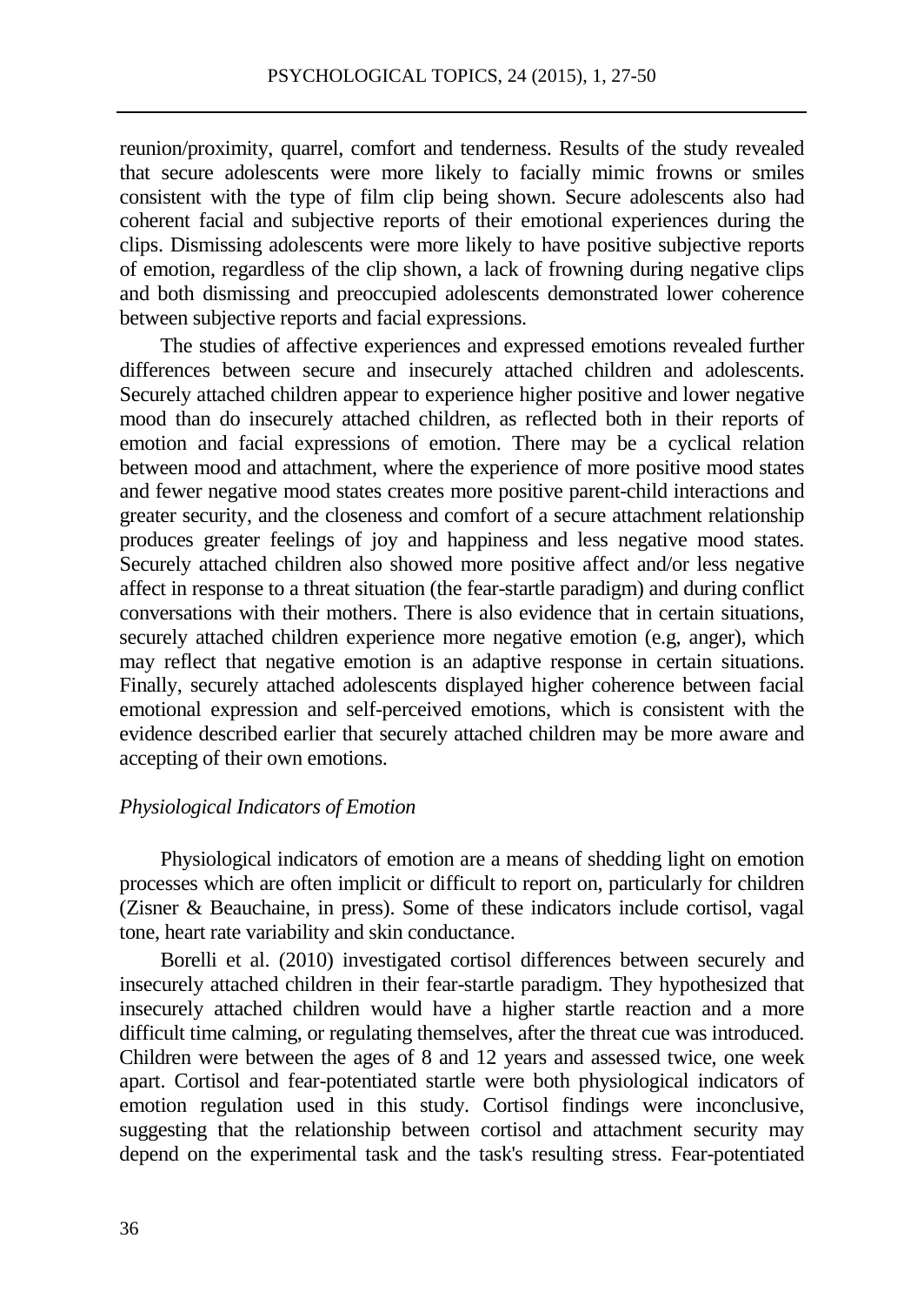reunion/proximity, quarrel, comfort and tenderness. Results of the study revealed that secure adolescents were more likely to facially mimic frowns or smiles consistent with the type of film clip being shown. Secure adolescents also had coherent facial and subjective reports of their emotional experiences during the clips. Dismissing adolescents were more likely to have positive subjective reports of emotion, regardless of the clip shown, a lack of frowning during negative clips and both dismissing and preoccupied adolescents demonstrated lower coherence between subjective reports and facial expressions.

The studies of affective experiences and expressed emotions revealed further differences between secure and insecurely attached children and adolescents. Securely attached children appear to experience higher positive and lower negative mood than do insecurely attached children, as reflected both in their reports of emotion and facial expressions of emotion. There may be a cyclical relation between mood and attachment, where the experience of more positive mood states and fewer negative mood states creates more positive parent-child interactions and greater security, and the closeness and comfort of a secure attachment relationship produces greater feelings of joy and happiness and less negative mood states. Securely attached children also showed more positive affect and/or less negative affect in response to a threat situation (the fear-startle paradigm) and during conflict conversations with their mothers. There is also evidence that in certain situations, securely attached children experience more negative emotion (e.g, anger), which may reflect that negative emotion is an adaptive response in certain situations. Finally, securely attached adolescents displayed higher coherence between facial emotional expression and self-perceived emotions, which is consistent with the evidence described earlier that securely attached children may be more aware and accepting of their own emotions.

*Physiological Indicators of Emotion*

Physiological indicators of emotion are a means of shedding light on emotion processes which are often implicit or difficult to report on, particularly for children (Zisner & Beauchaine, in press). Some of these indicators include cortisol, vagal tone, heart rate variability and skin conductance.

Borelli et al. (2010) investigated cortisol differences between securely and insecurely attached children in their fear-startle paradigm. They hypothesized that insecurely attached children would have a higher startle reaction and a more difficult time calming, or regulating themselves, after the threat cue was introduced. Children were between the ages of 8 and 12 years and assessed twice, one week apart. Cortisol and fear-potentiated startle were both physiological indicators of emotion regulation used in this study. Cortisol findings were inconclusive, suggesting that the relationship between cortisol and attachment security may depend on the experimental task and the task's resulting stress. Fear-potentiated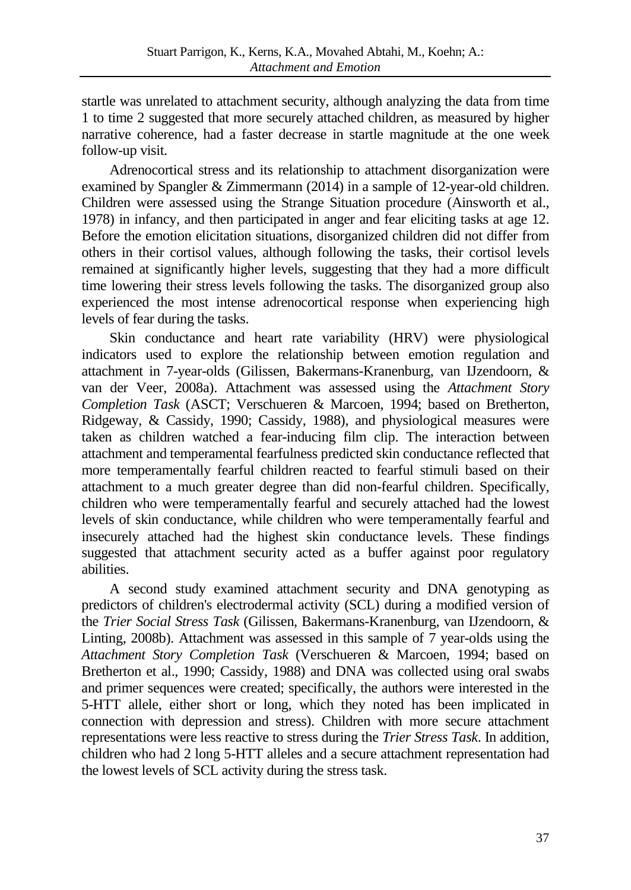startle was unrelated to attachment security, although analyzing the data from time 1 to time 2 suggested that more securely attached children, as measured by higher narrative coherence, had a faster decrease in startle magnitude at the one week follow-up visit.

Adrenocortical stress and its relationship to attachment disorganization were examined by Spangler & Zimmermann (2014) in a sample of 12-year-old children. Children were assessed using the Strange Situation procedure (Ainsworth et al., 1978) in infancy, and then participated in anger and fear eliciting tasks at age 12. Before the emotion elicitation situations, disorganized children did not differ from others in their cortisol values, although following the tasks, their cortisol levels remained at significantly higher levels, suggesting that they had a more difficult time lowering their stress levels following the tasks. The disorganized group also experienced the most intense adrenocortical response when experiencing high levels of fear during the tasks.

Skin conductance and heart rate variability (HRV) were physiological indicators used to explore the relationship between emotion regulation and attachment in 7-year-olds (Gilissen, Bakermans-Kranenburg, van IJzendoorn, & van der Veer, 2008a). Attachment was assessed using the *Attachment Story Completion Task* (ASCT; Verschueren & Marcoen, 1994; based on Bretherton, Ridgeway, & Cassidy, 1990; Cassidy, 1988), and physiological measures were taken as children watched a fear-inducing film clip. The interaction between attachment and temperamental fearfulness predicted skin conductance reflected that more temperamentally fearful children reacted to fearful stimuli based on their attachment to a much greater degree than did non-fearful children. Specifically, children who were temperamentally fearful and securely attached had the lowest levels of skin conductance, while children who were temperamentally fearful and insecurely attached had the highest skin conductance levels. These findings suggested that attachment security acted as a buffer against poor regulatory abilities.

A second study examined attachment security and DNA genotyping as predictors of children's electrodermal activity (SCL) during a modified version of the *Trier Social Stress Task* (Gilissen, Bakermans-Kranenburg, van IJzendoorn, & Linting, 2008b). Attachment was assessed in this sample of 7 year-olds using the *Attachment Story Completion Task* (Verschueren & Marcoen, 1994; based on Bretherton et al., 1990; Cassidy, 1988) and DNA was collected using oral swabs and primer sequences were created; specifically, the authors were interested in the 5-HTT allele, either short or long, which they noted has been implicated in connection with depression and stress). Children with more secure attachment representations were less reactive to stress during the *Trier Stress Task*. In addition, children who had 2 long 5-HTT alleles and a secure attachment representation had the lowest levels of SCL activity during the stress task.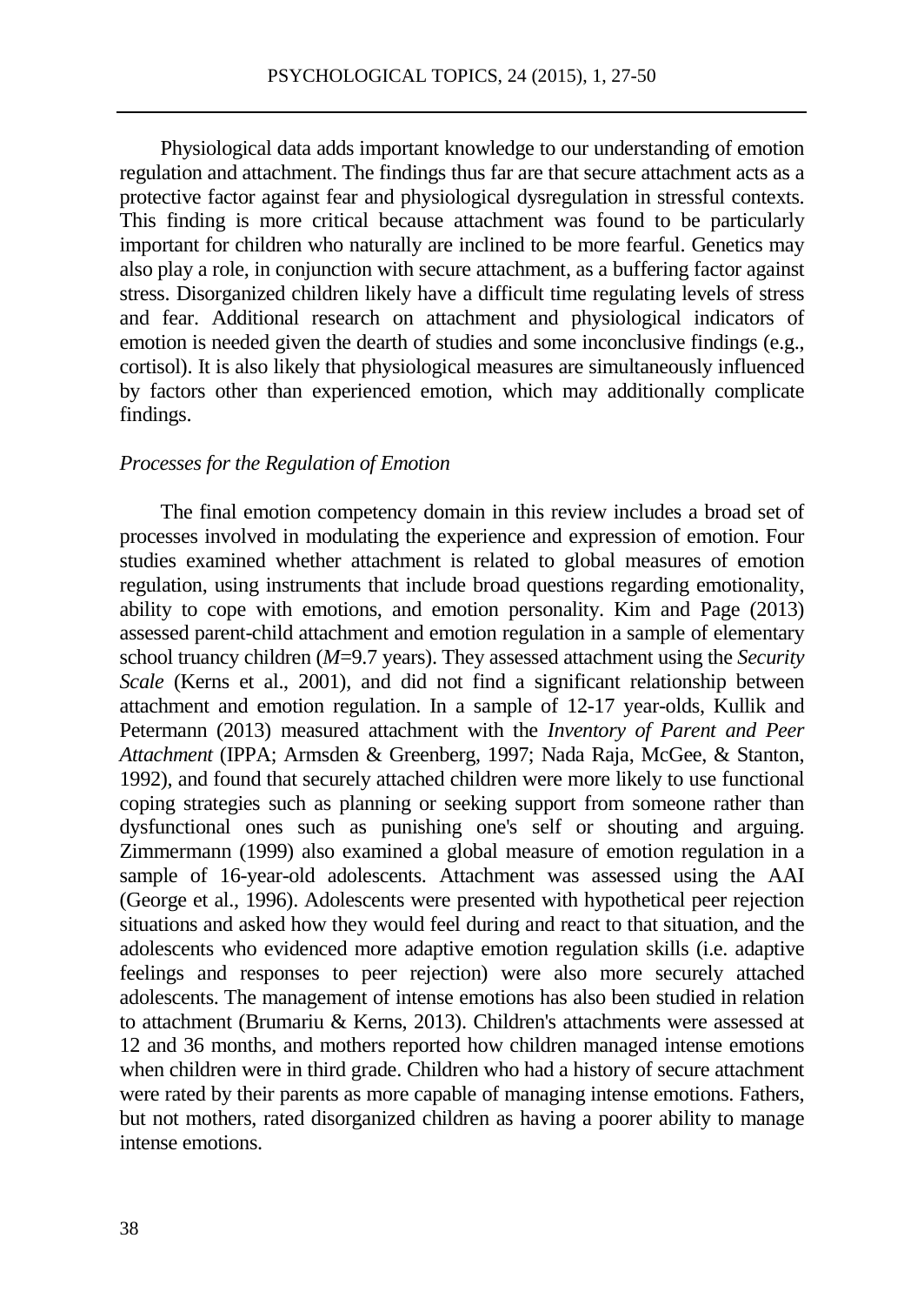Physiological data adds important knowledge to our understanding of emotion regulation and attachment. The findings thus far are that secure attachment acts as a protective factor against fear and physiological dysregulation in stressful contexts. This finding is more critical because attachment was found to be particularly important for children who naturally are inclined to be more fearful. Genetics may also play a role, in conjunction with secure attachment, as a buffering factor against stress. Disorganized children likely have a difficult time regulating levels of stress and fear. Additional research on attachment and physiological indicators of emotion is needed given the dearth of studies and some inconclusive findings (e.g., cortisol). It is also likely that physiological measures are simultaneously influenced by factors other than experienced emotion, which may additionally complicate findings.

### *Processes for the Regulation of Emotion*

The final emotion competency domain in this review includes a broad set of processes involved in modulating the experience and expression of emotion. Four studies examined whether attachment is related to global measures of emotion regulation, using instruments that include broad questions regarding emotionality, ability to cope with emotions, and emotion personality. Kim and Page (2013) assessed parent-child attachment and emotion regulation in a sample of elementary school truancy children (*M*=9.7 years). They assessed attachment using the *Security Scale* (Kerns et al., 2001), and did not find a significant relationship between attachment and emotion regulation. In a sample of 12-17 year-olds, Kullik and Petermann (2013) measured attachment with the *Inventory of Parent and Peer Attachment* (IPPA; Armsden & Greenberg, 1997; Nada Raja, McGee, & Stanton, 1992), and found that securely attached children were more likely to use functional coping strategies such as planning or seeking support from someone rather than dysfunctional ones such as punishing one's self or shouting and arguing. Zimmermann (1999) also examined a global measure of emotion regulation in a sample of 16-year-old adolescents. Attachment was assessed using the AAI (George et al., 1996). Adolescents were presented with hypothetical peer rejection situations and asked how they would feel during and react to that situation, and the adolescents who evidenced more adaptive emotion regulation skills (i.e. adaptive feelings and responses to peer rejection) were also more securely attached adolescents. The management of intense emotions has also been studied in relation to attachment (Brumariu & Kerns, 2013). Children's attachments were assessed at 12 and 36 months, and mothers reported how children managed intense emotions when children were in third grade. Children who had a history of secure attachment were rated by their parents as more capable of managing intense emotions. Fathers, but not mothers, rated disorganized children as having a poorer ability to manage intense emotions.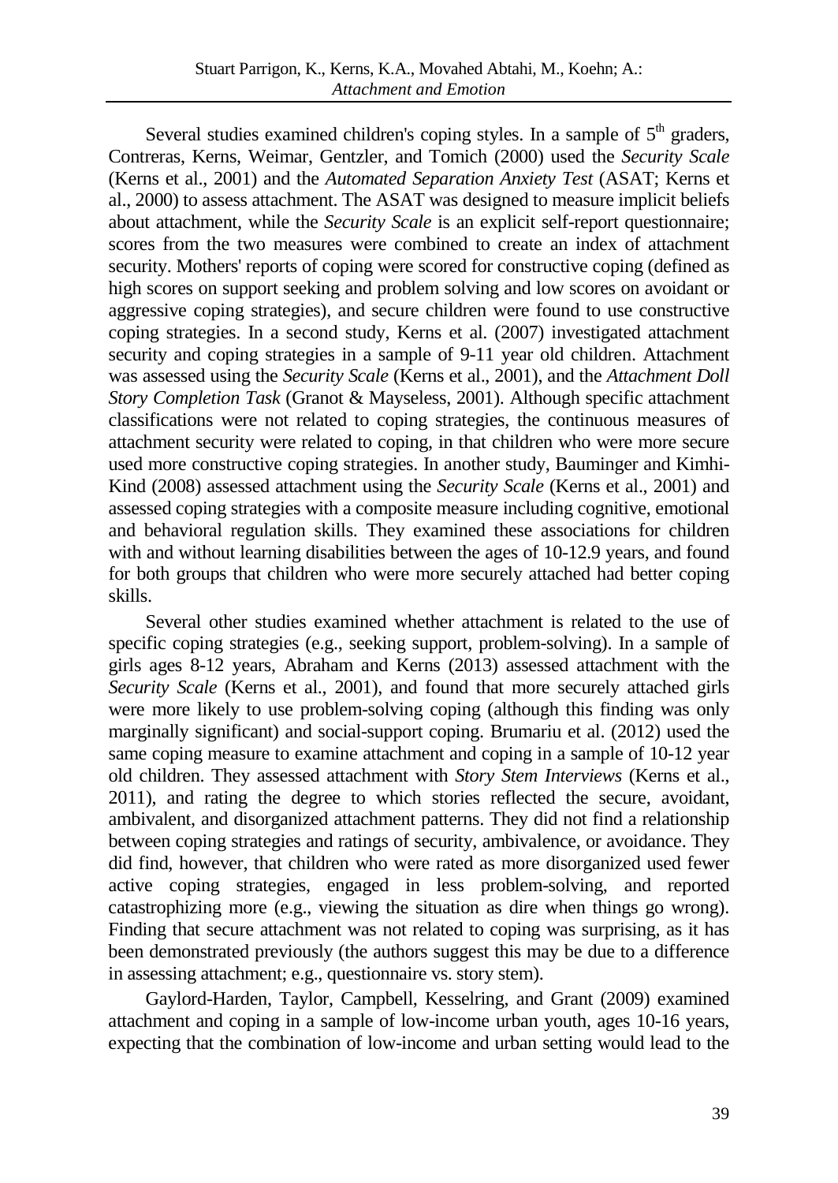Several studies examined children's coping styles. In a sample of 5th graders, Contreras, Kerns, Weimar, Gentzler, and Tomich (2000) used the *Security Scale* (Kerns et al., 2001) and the *Automated Separation Anxiety Test* (ASAT; Kerns et al., 2000) to assess attachment. The ASAT was designed to measure implicit beliefs about attachment, while the *Security Scale* is an explicit self-report questionnaire; scores from the two measures were combined to create an index of attachment security. Mothers' reports of coping were scored for constructive coping (defined as high scores on support seeking and problem solving and low scores on avoidant or aggressive coping strategies), and secure children were found to use constructive coping strategies. In a second study, Kerns et al. (2007) investigated attachment security and coping strategies in a sample of 9-11 year old children. Attachment was assessed using the *Security Scale* (Kerns et al., 2001), and the *Attachment Doll Story Completion Task* (Granot & Mayseless, 2001). Although specific attachment classifications were not related to coping strategies, the continuous measures of attachment security were related to coping, in that children who were more secure used more constructive coping strategies. In another study, Bauminger and Kimhi-Kind (2008) assessed attachment using the *Security Scale* (Kerns et al., 2001) and assessed coping strategies with a composite measure including cognitive, emotional and behavioral regulation skills. They examined these associations for children with and without learning disabilities between the ages of 10-12.9 years, and found for both groups that children who were more securely attached had better coping skills.

Several other studies examined whether attachment is related to the use of specific coping strategies (e.g., seeking support, problem-solving). In a sample of girls ages 8-12 years, Abraham and Kerns (2013) assessed attachment with the *Security Scale* (Kerns et al., 2001), and found that more securely attached girls were more likely to use problem-solving coping (although this finding was only marginally significant) and social-support coping. Brumariu et al. (2012) used the same coping measure to examine attachment and coping in a sample of 10-12 year old children. They assessed attachment with *Story Stem Interviews* (Kerns et al., 2011), and rating the degree to which stories reflected the secure, avoidant, ambivalent, and disorganized attachment patterns. They did not find a relationship between coping strategies and ratings of security, ambivalence, or avoidance. They did find, however, that children who were rated as more disorganized used fewer active coping strategies, engaged in less problem-solving, and reported catastrophizing more (e.g., viewing the situation as dire when things go wrong). Finding that secure attachment was not related to coping was surprising, as it has been demonstrated previously (the authors suggest this may be due to a difference in assessing attachment; e.g., questionnaire vs. story stem).

Gaylord-Harden, Taylor, Campbell, Kesselring, and Grant (2009) examined attachment and coping in a sample of low-income urban youth, ages 10-16 years, expecting that the combination of low-income and urban setting would lead to the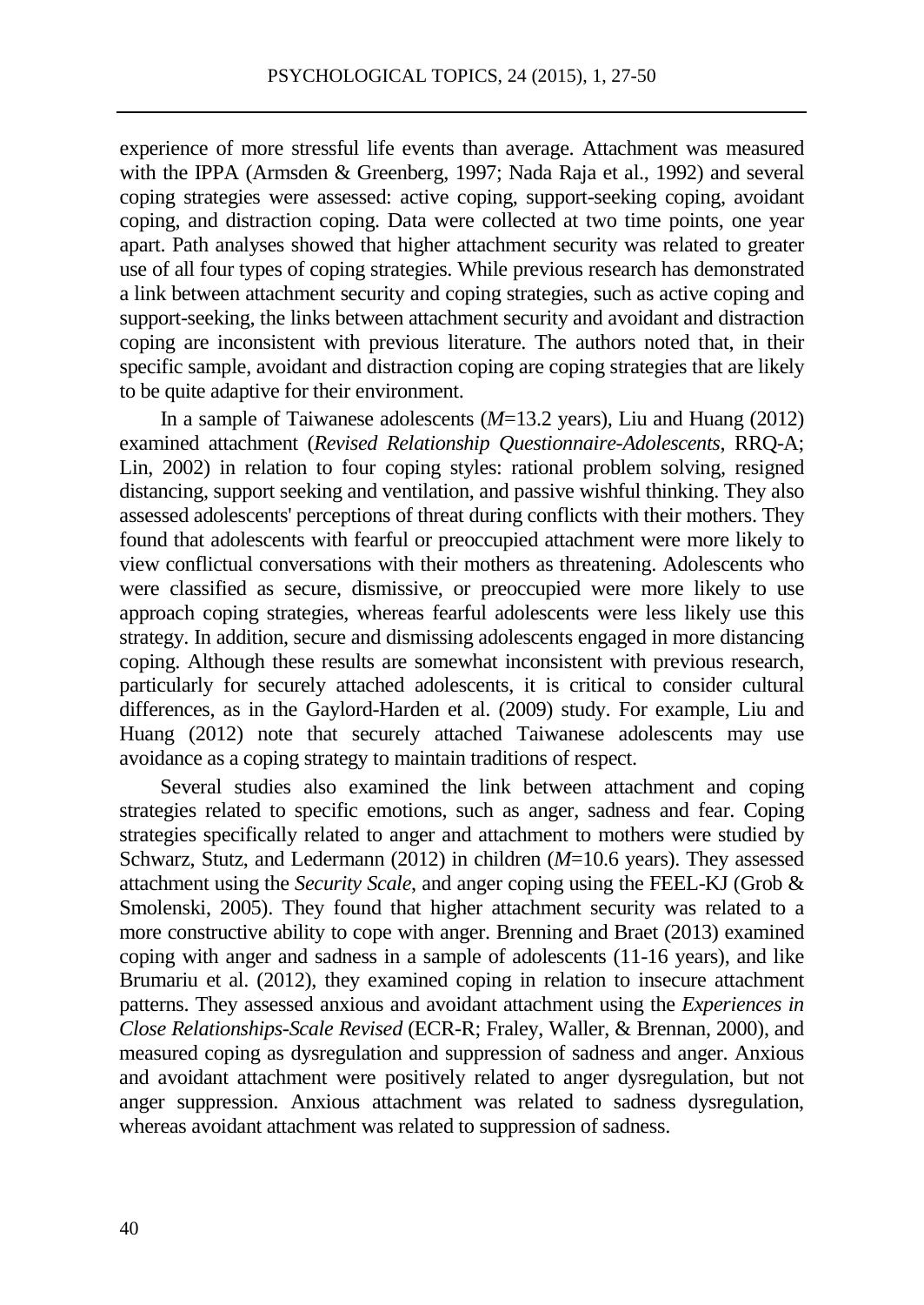experience of more stressful life events than average. Attachment was measured with the IPPA (Armsden & Greenberg, 1997; Nada Raja et al., 1992) and several coping strategies were assessed: active coping, support-seeking coping, avoidant coping, and distraction coping. Data were collected at two time points, one year apart. Path analyses showed that higher attachment security was related to greater use of all four types of coping strategies. While previous research has demonstrated a link between attachment security and coping strategies, such as active coping and support-seeking, the links between attachment security and avoidant and distraction coping are inconsistent with previous literature. The authors noted that, in their specific sample, avoidant and distraction coping are coping strategies that are likely to be quite adaptive for their environment.

In a sample of Taiwanese adolescents (*M*=13.2 years), Liu and Huang (2012) examined attachment (*Revised Relationship Questionnaire-Adolescents*, RRQ-A; Lin, 2002) in relation to four coping styles: rational problem solving, resigned distancing, support seeking and ventilation, and passive wishful thinking. They also assessed adolescents' perceptions of threat during conflicts with their mothers. They found that adolescents with fearful or preoccupied attachment were more likely to view conflictual conversations with their mothers as threatening. Adolescents who were classified as secure, dismissive, or preoccupied were more likely to use approach coping strategies, whereas fearful adolescents were less likely use this strategy. In addition, secure and dismissing adolescents engaged in more distancing coping. Although these results are somewhat inconsistent with previous research, particularly for securely attached adolescents, it is critical to consider cultural differences, as in the Gaylord-Harden et al. (2009) study. For example, Liu and Huang (2012) note that securely attached Taiwanese adolescents may use avoidance as a coping strategy to maintain traditions of respect.

Several studies also examined the link between attachment and coping strategies related to specific emotions, such as anger, sadness and fear. Coping strategies specifically related to anger and attachment to mothers were studied by Schwarz, Stutz, and Ledermann (2012) in children (*M*=10.6 years). They assessed attachment using the *Security Scale*, and anger coping using the FEEL-KJ (Grob & Smolenski, 2005). They found that higher attachment security was related to a more constructive ability to cope with anger. Brenning and Braet (2013) examined coping with anger and sadness in a sample of adolescents (11-16 years), and like Brumariu et al. (2012), they examined coping in relation to insecure attachment patterns. They assessed anxious and avoidant attachment using the *Experiences in Close Relationships-Scale Revised* (ECR-R; Fraley, Waller, & Brennan, 2000), and measured coping as dysregulation and suppression of sadness and anger. Anxious and avoidant attachment were positively related to anger dysregulation, but not anger suppression. Anxious attachment was related to sadness dysregulation, whereas avoidant attachment was related to suppression of sadness.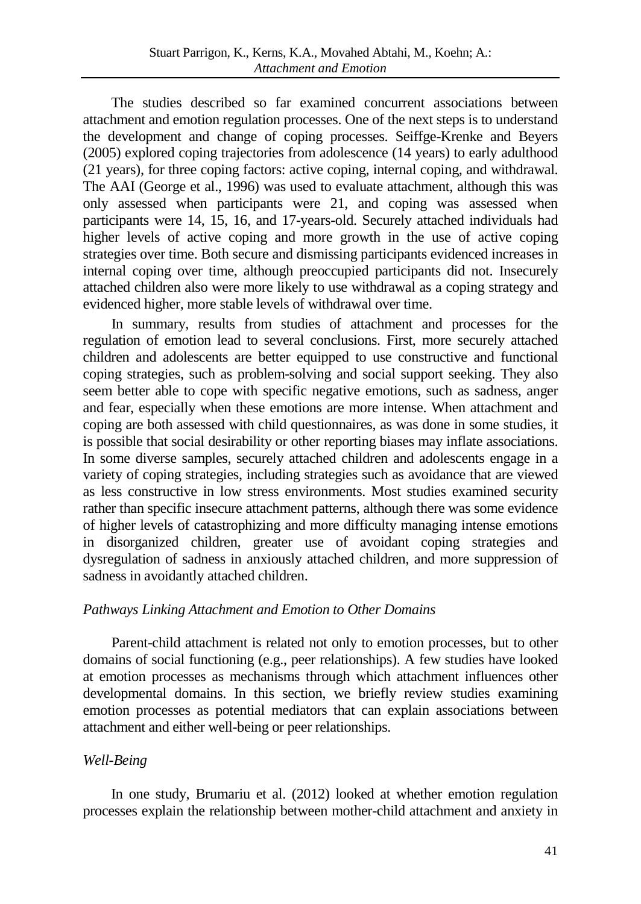The studies described so far examined concurrent associations between attachment and emotion regulation processes. One of the next steps is to understand the development and change of coping processes. Seiffge-Krenke and Beyers (2005) explored coping trajectories from adolescence (14 years) to early adulthood (21 years), for three coping factors: active coping, internal coping, and withdrawal. The AAI (George et al., 1996) was used to evaluate attachment, although this was only assessed when participants were 21, and coping was assessed when participants were 14, 15, 16, and 17-years-old. Securely attached individuals had higher levels of active coping and more growth in the use of active coping strategies over time. Both secure and dismissing participants evidenced increases in internal coping over time, although preoccupied participants did not. Insecurely attached children also were more likely to use withdrawal as a coping strategy and evidenced higher, more stable levels of withdrawal over time.

In summary, results from studies of attachment and processes for the regulation of emotion lead to several conclusions. First, more securely attached children and adolescents are better equipped to use constructive and functional coping strategies, such as problem-solving and social support seeking. They also seem better able to cope with specific negative emotions, such as sadness, anger and fear, especially when these emotions are more intense. When attachment and coping are both assessed with child questionnaires, as was done in some studies, it is possible that social desirability or other reporting biases may inflate associations. In some diverse samples, securely attached children and adolescents engage in a variety of coping strategies, including strategies such as avoidance that are viewed as less constructive in low stress environments. Most studies examined security rather than specific insecure attachment patterns, although there was some evidence of higher levels of catastrophizing and more difficulty managing intense emotions in disorganized children, greater use of avoidant coping strategies and dysregulation of sadness in anxiously attached children, and more suppression of sadness in avoidantly attached children.

*Pathways Linking Attachment and Emotion to Other Domains*

Parent-child attachment is related not only to emotion processes, but to other domains of social functioning (e.g., peer relationships). A few studies have looked at emotion processes as mechanisms through which attachment influences other developmental domains. In this section, we briefly review studies examining emotion processes as potential mediators that can explain associations between attachment and either well-being or peer relationships.

*Well-Being*

In one study, Brumariu et al. (2012) looked at whether emotion regulation processes explain the relationship between mother-child attachment and anxiety in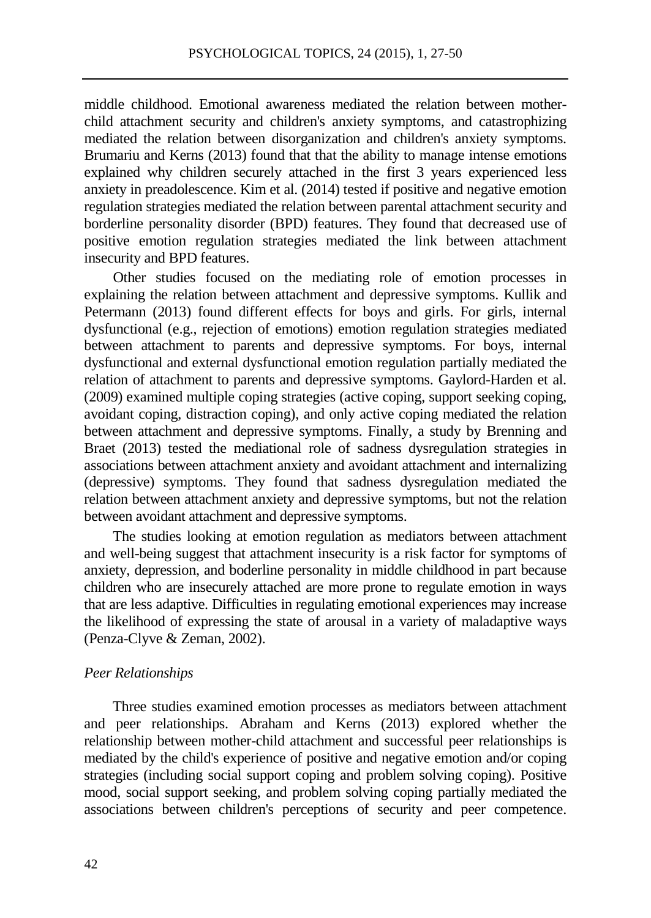middle childhood. Emotional awareness mediated the relation between mother-child attachment security and children's anxiety symptoms, and catastrophizing mediated the relation between disorganization and children's anxiety symptoms. Brumariu and Kerns (2013) found that that the ability to manage intense emotions explained why children securely attached in the first 3 years experienced less anxiety in preadolescence. Kim et al. (2014) tested if positive and negative emotion regulation strategies mediated the relation between parental attachment security and borderline personality disorder (BPD) features. They found that decreased use of positive emotion regulation strategies mediated the link between attachment insecurity and BPD features.

Other studies focused on the mediating role of emotion processes in explaining the relation between attachment and depressive symptoms. Kullik and Petermann (2013) found different effects for boys and girls. For girls, internal dysfunctional (e.g., rejection of emotions) emotion regulation strategies mediated between attachment to parents and depressive symptoms. For boys, internal dysfunctional and external dysfunctional emotion regulation partially mediated the relation of attachment to parents and depressive symptoms. Gaylord-Harden et al. (2009) examined multiple coping strategies (active coping, support seeking coping, avoidant coping, distraction coping), and only active coping mediated the relation between attachment and depressive symptoms. Finally, a study by Brenning and Braet (2013) tested the mediational role of sadness dysregulation strategies in associations between attachment anxiety and avoidant attachment and internalizing (depressive) symptoms. They found that sadness dysregulation mediated the relation between attachment anxiety and depressive symptoms, but not the relation between avoidant attachment and depressive symptoms.

The studies looking at emotion regulation as mediators between attachment and well-being suggest that attachment insecurity is a risk factor for symptoms of anxiety, depression, and boderline personality in middle childhood in part because children who are insecurely attached are more prone to regulate emotion in ways that are less adaptive. Difficulties in regulating emotional experiences may increase the likelihood of expressing the state of arousal in a variety of maladaptive ways (Penza-Clyve & Zeman, 2002).

*Peer Relationships*

Three studies examined emotion processes as mediators between attachment and peer relationships. Abraham and Kerns (2013) explored whether the relationship between mother-child attachment and successful peer relationships is mediated by the child's experience of positive and negative emotion and/or coping strategies (including social support coping and problem solving coping). Positive mood, social support seeking, and problem solving coping partially mediated the associations between children's perceptions of security and peer competence.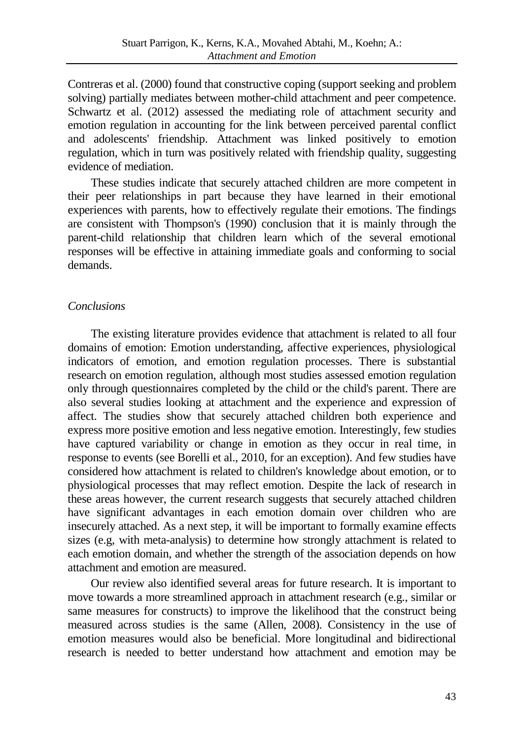Contreras et al. (2000) found that constructive coping (support seeking and problem solving) partially mediates between mother-child attachment and peer competence. Schwartz et al. (2012) assessed the mediating role of attachment security and emotion regulation in accounting for the link between perceived parental conflict and adolescents' friendship. Attachment was linked positively to emotion regulation, which in turn was positively related with friendship quality, suggesting evidence of mediation.

These studies indicate that securely attached children are more competent in their peer relationships in part because they have learned in their emotional experiences with parents, how to effectively regulate their emotions. The findings are consistent with Thompson's (1990) conclusion that it is mainly through the parent-child relationship that children learn which of the several emotional responses will be effective in attaining immediate goals and conforming to social demands.

### *Conclusions*

The existing literature provides evidence that attachment is related to all four domains of emotion: Emotion understanding, affective experiences, physiological indicators of emotion, and emotion regulation processes. There is substantial research on emotion regulation, although most studies assessed emotion regulation only through questionnaires completed by the child or the child's parent. There are also several studies looking at attachment and the experience and expression of affect. The studies show that securely attached children both experience and express more positive emotion and less negative emotion. Interestingly, few studies have captured variability or change in emotion as they occur in real time, in response to events (see Borelli et al., 2010, for an exception). And few studies have considered how attachment is related to children's knowledge about emotion, or to physiological processes that may reflect emotion. Despite the lack of research in these areas however, the current research suggests that securely attached children have significant advantages in each emotion domain over children who are insecurely attached. As a next step, it will be important to formally examine effects sizes (e.g, with meta-analysis) to determine how strongly attachment is related to each emotion domain, and whether the strength of the association depends on how attachment and emotion are measured.

Our review also identified several areas for future research. It is important to move towards a more streamlined approach in attachment research (e.g., similar or same measures for constructs) to improve the likelihood that the construct being measured across studies is the same (Allen, 2008). Consistency in the use of emotion measures would also be beneficial. More longitudinal and bidirectional research is needed to better understand how attachment and emotion may be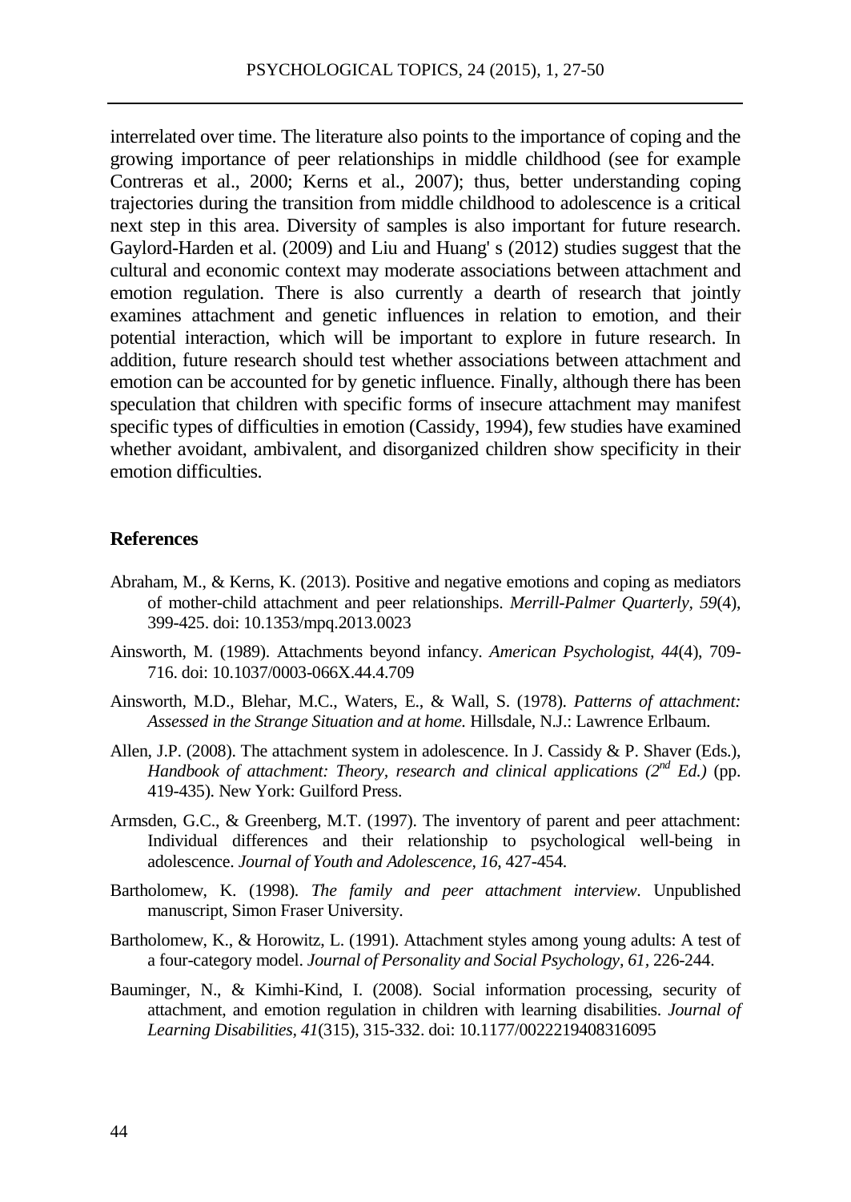interrelated over time. The literature also points to the importance of coping and the growing importance of peer relationships in middle childhood (see for example Contreras et al., 2000; Kerns et al., 2007); thus, better understanding coping trajectories during the transition from middle childhood to adolescence is a critical next step in this area. Diversity of samples is also important for future research. Gaylord-Harden et al. (2009) and Liu and Huang' s (2012) studies suggest that the cultural and economic context may moderate associations between attachment and emotion regulation. There is also currently a dearth of research that jointly examines attachment and genetic influences in relation to emotion, and their potential interaction, which will be important to explore in future research. In addition, future research should test whether associations between attachment and emotion can be accounted for by genetic influence. Finally, although there has been speculation that children with specific forms of insecure attachment may manifest specific types of difficulties in emotion (Cassidy, 1994), few studies have examined whether avoidant, ambivalent, and disorganized children show specificity in their emotion difficulties.

## References

Abraham, M., & Kerns, K. (2013). Positive and negative emotions and coping as mediators of mother-child attachment and peer relationships. *Merrill-Palmer Quarterly, 59*(4), 399-425. doi: 10.1353/mpq.2013.0023

Ainsworth, M. (1989). Attachments beyond infancy. *American Psychologist, 44*(4), 709-716. doi: 10.1037/0003-066X.44.4.709

Ainsworth, M.D., Blehar, M.C., Waters, E., & Wall, S. (1978). *Patterns of attachment: Assessed in the Strange Situation and at home.* Hillsdale, N.J.: Lawrence Erlbaum.

Allen, J.P. (2008). The attachment system in adolescence. In J. Cassidy & P. Shaver (Eds.), *Handbook of attachment: Theory, research and clinical applications (2nd Ed.)* (pp. 419-435). New York: Guilford Press.

Armsden, G.C., & Greenberg, M.T. (1997). The inventory of parent and peer attachment: Individual differences and their relationship to psychological well-being in adolescence. *Journal of Youth and Adolescence, 16*, 427-454.

Bartholomew, K. (1998). *The family and peer attachment interview*. Unpublished manuscript, Simon Fraser University.

Bartholomew, K., & Horowitz, L. (1991). Attachment styles among young adults: A test of a four-category model. *Journal of Personality and Social Psychology, 61*, 226-244.

Bauminger, N., & Kimhi-Kind, I. (2008). Social information processing, security of attachment, and emotion regulation in children with learning disabilities. *Journal of Learning Disabilities, 41*(315), 315-332. doi: 10.1177/0022219408316095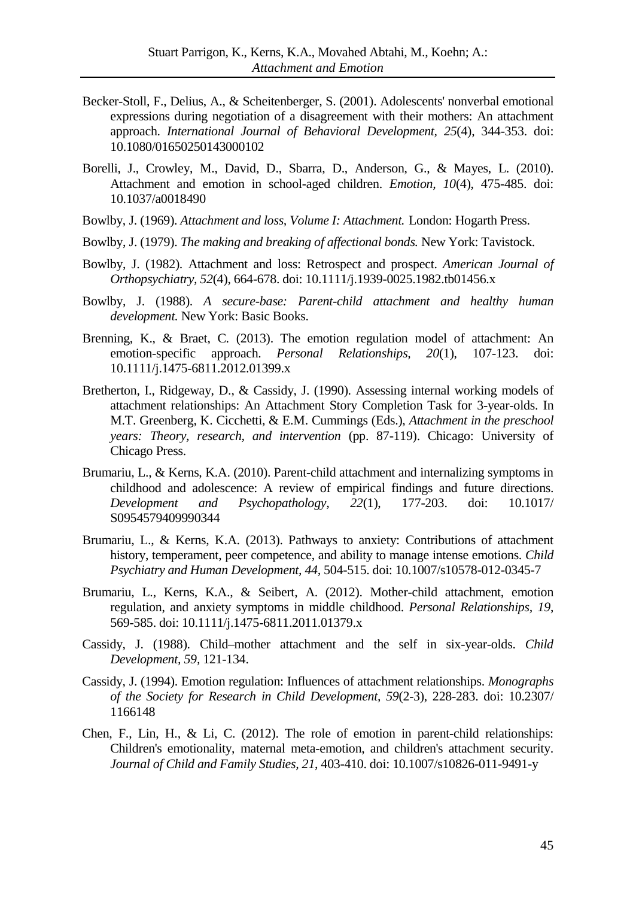Becker-Stoll, F., Delius, A., & Scheitenberger, S. (2001). Adolescents' nonverbal emotional expressions during negotiation of a disagreement with their mothers: An attachment approach. *International Journal of Behavioral Development, 25*(4), 344-353. doi: 10.1080/01650250143000102

Borelli, J., Crowley, M., David, D., Sbarra, D., Anderson, G., & Mayes, L. (2010). Attachment and emotion in school-aged children. *Emotion, 10*(4), 475-485. doi: 10.1037/a0018490

Bowlby, J. (1969). *Attachment and loss, Volume I: Attachment.* London: Hogarth Press.

Bowlby, J. (1979). *The making and breaking of affectional bonds.* New York: Tavistock.

Bowlby, J. (1982). Attachment and loss: Retrospect and prospect. *American Journal of Orthopsychiatry, 52*(4), 664-678. doi: 10.1111/j.1939-0025.1982.tb01456.x

Bowlby, J. (1988). *A secure-base: Parent-child attachment and healthy human development.* New York: Basic Books.

Brenning, K., & Braet, C. (2013). The emotion regulation model of attachment: An emotion-specific approach. *Personal Relationships, 20*(1), 107-123. doi: 10.1111/j.1475-6811.2012.01399.x

Bretherton, I., Ridgeway, D., & Cassidy, J. (1990). Assessing internal working models of attachment relationships: An Attachment Story Completion Task for 3-year-olds. In M.T. Greenberg, K. Cicchetti, & E.M. Cummings (Eds.), *Attachment in the preschool years: Theory, research, and intervention* (pp. 87-119). Chicago: University of Chicago Press.

Brumariu, L., & Kerns, K.A. (2010). Parent-child attachment and internalizing symptoms in childhood and adolescence: A review of empirical findings and future directions. *Development and Psychopathology, 22*(1), 177-203. doi: 10.1017/S0954579409990344

Brumariu, L., & Kerns, K.A. (2013). Pathways to anxiety: Contributions of attachment history, temperament, peer competence, and ability to manage intense emotions. *Child Psychiatry and Human Development, 44*, 504-515. doi: 10.1007/s10578-012-0345-7

Brumariu, L., Kerns, K.A., & Seibert, A. (2012). Mother-child attachment, emotion regulation, and anxiety symptoms in middle childhood. *Personal Relationships, 19*, 569-585. doi: 10.1111/j.1475-6811.2011.01379.x

Cassidy, J. (1988). Child–mother attachment and the self in six-year-olds. *Child Development, 59*, 121-134.

Cassidy, J. (1994). Emotion regulation: Influences of attachment relationships. *Monographs of the Society for Research in Child Development, 59*(2-3), 228-283. doi: 10.2307/1166148

Chen, F., Lin, H., & Li, C. (2012). The role of emotion in parent-child relationships: Children's emotionality, maternal meta-emotion, and children's attachment security. *Journal of Child and Family Studies, 21*, 403-410. doi: 10.1007/s10826-011-9491-y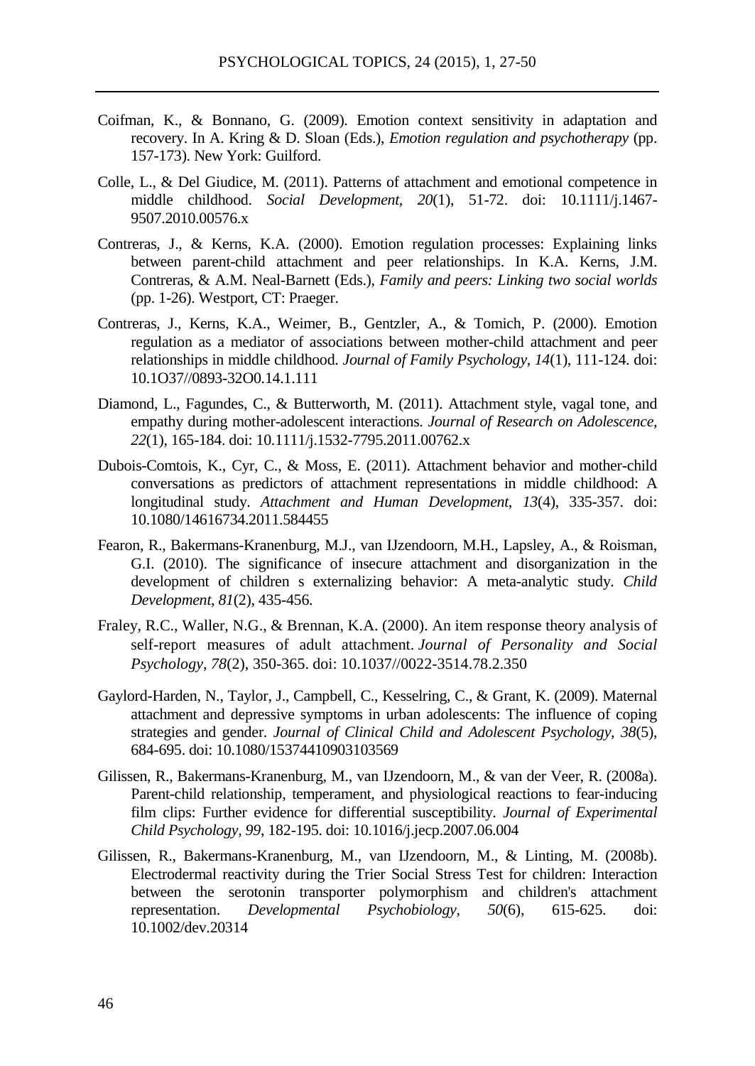Coifman, K., & Bonnano, G. (2009). Emotion context sensitivity in adaptation and recovery. In A. Kring & D. Sloan (Eds.), *Emotion regulation and psychotherapy* (pp. 157-173). New York: Guilford.

Colle, L., & Del Giudice, M. (2011). Patterns of attachment and emotional competence in middle childhood. *Social Development*, *20*(1), 51-72. doi: 10.1111/j.1467-9507.2010.00576.x

Contreras, J., & Kerns, K.A. (2000). Emotion regulation processes: Explaining links between parent-child attachment and peer relationships. In K.A. Kerns, J.M. Contreras, & A.M. Neal-Barnett (Eds.), *Family and peers: Linking two social worlds* (pp. 1-26). Westport, CT: Praeger.

Contreras, J., Kerns, K.A., Weimer, B., Gentzler, A., & Tomich, P. (2000). Emotion regulation as a mediator of associations between mother-child attachment and peer relationships in middle childhood. *Journal of Family Psychology*, *14*(1), 111-124. doi: 10.1O37//0893-32O0.14.1.111

Diamond, L., Fagundes, C., & Butterworth, M. (2011). Attachment style, vagal tone, and empathy during mother-adolescent interactions. *Journal of Research on Adolescence*, *22*(1), 165-184. doi: 10.1111/j.1532-7795.2011.00762.x

Dubois-Comtois, K., Cyr, C., & Moss, E. (2011). Attachment behavior and mother-child conversations as predictors of attachment representations in middle childhood: A longitudinal study. *Attachment and Human Development*, *13*(4), 335-357. doi: 10.1080/14616734.2011.584455

Fearon, R., Bakermans-Kranenburg, M.J., van IJzendoorn, M.H., Lapsley, A., & Roisman, G.I. (2010). The significance of insecure attachment and disorganization in the development of children s externalizing behavior: A meta-analytic study. *Child Development*, *81*(2), 435-456.

Fraley, R.C., Waller, N.G., & Brennan, K.A. (2000). An item response theory analysis of self-report measures of adult attachment. *Journal of Personality and Social Psychology*, *78*(2), 350-365. doi: 10.1037//0022-3514.78.2.350

Gaylord-Harden, N., Taylor, J., Campbell, C., Kesselring, C., & Grant, K. (2009). Maternal attachment and depressive symptoms in urban adolescents: The influence of coping strategies and gender. *Journal of Clinical Child and Adolescent Psychology, 38*(5), 684-695. doi: 10.1080/15374410903103569

Gilissen, R., Bakermans-Kranenburg, M., van IJzendoorn, M., & van der Veer, R. (2008a). Parent-child relationship, temperament, and physiological reactions to fear-inducing film clips: Further evidence for differential susceptibility. *Journal of Experimental Child Psychology*, *99*, 182-195. doi: 10.1016/j.jecp.2007.06.004

Gilissen, R., Bakermans-Kranenburg, M., van IJzendoorn, M., & Linting, M. (2008b). Electrodermal reactivity during the Trier Social Stress Test for children: Interaction between the serotonin transporter polymorphism and children's attachment representation. *Developmental Psychobiology*, *50*(6), 615-625. doi: 10.1002/dev.20314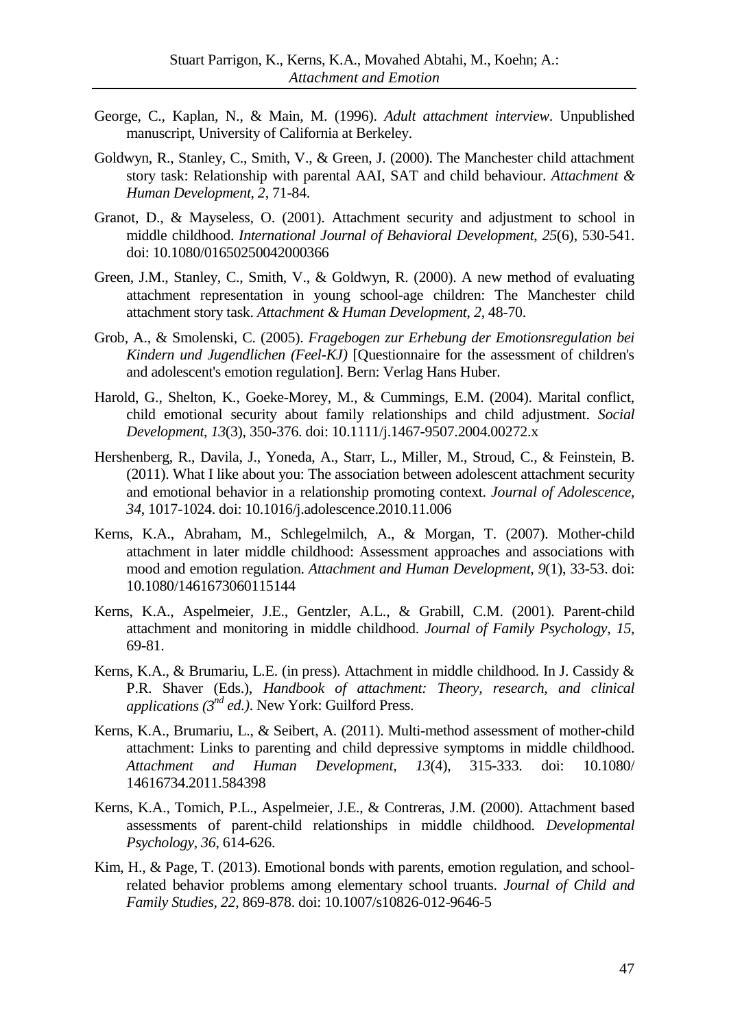George, C., Kaplan, N., & Main, M. (1996). *Adult attachment interview*. Unpublished manuscript, University of California at Berkeley.

Goldwyn, R., Stanley, C., Smith, V., & Green, J. (2000). The Manchester child attachment story task: Relationship with parental AAI, SAT and child behaviour. *Attachment & Human Development*, *2*, 71-84.

Granot, D., & Mayseless, O. (2001). Attachment security and adjustment to school in middle childhood. *International Journal of Behavioral Development*, *25*(6), 530-541. doi: 10.1080/01650250042000366

Green, J.M., Stanley, C., Smith, V., & Goldwyn, R. (2000). A new method of evaluating attachment representation in young school-age children: The Manchester child attachment story task. *Attachment & Human Development*, *2*, 48-70.

Grob, A., & Smolenski, C. (2005). *Fragebogen zur Erhebung der Emotionsregulation bei Kindern und Jugendlichen (Feel-KJ)* [Questionnaire for the assessment of children's and adolescent's emotion regulation]. Bern: Verlag Hans Huber.

Harold, G., Shelton, K., Goeke-Morey, M., & Cummings, E.M. (2004). Marital conflict, child emotional security about family relationships and child adjustment. *Social Development, 13*(3), 350-376. doi: 10.1111/j.1467-9507.2004.00272.x

Hershenberg, R., Davila, J., Yoneda, A., Starr, L., Miller, M., Stroud, C., & Feinstein, B. (2011). What I like about you: The association between adolescent attachment security and emotional behavior in a relationship promoting context. *Journal of Adolescence, 34*, 1017-1024. doi: 10.1016/j.adolescence.2010.11.006

Kerns, K.A., Abraham, M., Schlegelmilch, A., & Morgan, T. (2007). Mother-child attachment in later middle childhood: Assessment approaches and associations with mood and emotion regulation. *Attachment and Human Development*, *9*(1), 33-53. doi: 10.1080/1461673060115144

Kerns, K.A., Aspelmeier, J.E., Gentzler, A.L., & Grabill, C.M. (2001). Parent-child attachment and monitoring in middle childhood. *Journal of Family Psychology, 15*, 69-81.

Kerns, K.A., & Brumariu, L.E. (in press). Attachment in middle childhood. In J. Cassidy & P.R. Shaver (Eds.), *Handbook of attachment: Theory, research, and clinical applications (3rd ed.)*. New York: Guilford Press.

Kerns, K.A., Brumariu, L., & Seibert, A. (2011). Multi-method assessment of mother-child attachment: Links to parenting and child depressive symptoms in middle childhood. *Attachment and Human Development*, *13*(4), 315-333. doi: 10.1080/14616734.2011.584398

Kerns, K.A., Tomich, P.L., Aspelmeier, J.E., & Contreras, J.M. (2000). Attachment based assessments of parent-child relationships in middle childhood. *Developmental Psychology*, *36*, 614-626.

Kim, H., & Page, T. (2013). Emotional bonds with parents, emotion regulation, and school-related behavior problems among elementary school truants. *Journal of Child and Family Studies*, *22*, 869-878. doi: 10.1007/s10826-012-9646-5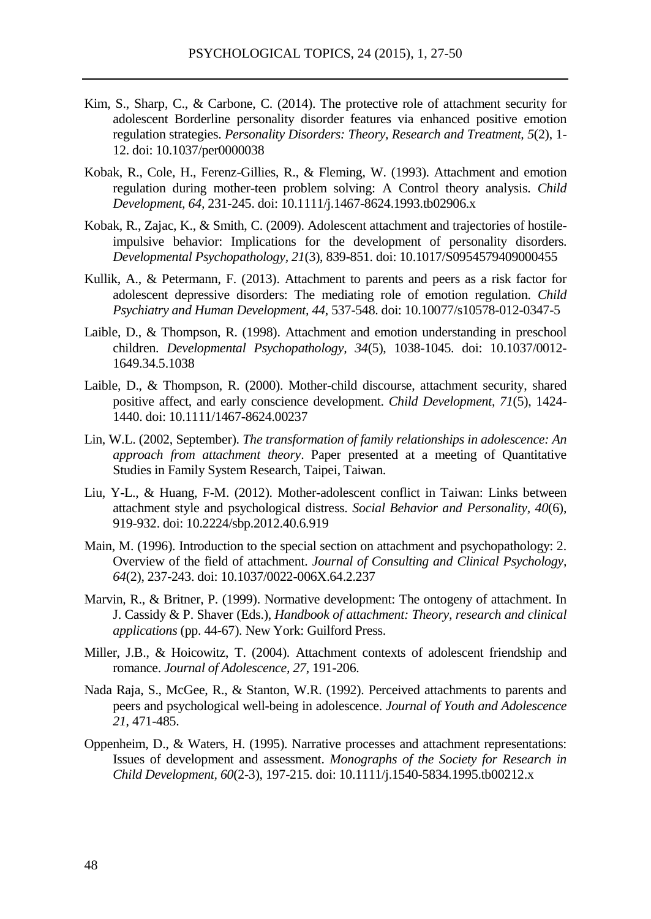Kim, S., Sharp, C., & Carbone, C. (2014). The protective role of attachment security for adolescent Borderline personality disorder features via enhanced positive emotion regulation strategies. *Personality Disorders: Theory, Research and Treatment, 5*(2), 1-12. doi: 10.1037/per0000038

Kobak, R., Cole, H., Ferenz-Gillies, R., & Fleming, W. (1993). Attachment and emotion regulation during mother-teen problem solving: A Control theory analysis. *Child Development, 64*, 231-245. doi: 10.1111/j.1467-8624.1993.tb02906.x

Kobak, R., Zajac, K., & Smith, C. (2009). Adolescent attachment and trajectories of hostile-impulsive behavior: Implications for the development of personality disorders. *Developmental Psychopathology, 21*(3), 839-851. doi: 10.1017/S0954579409000455

Kullik, A., & Petermann, F. (2013). Attachment to parents and peers as a risk factor for adolescent depressive disorders: The mediating role of emotion regulation. *Child Psychiatry and Human Development, 44*, 537-548. doi: 10.10077/s10578-012-0347-5

Laible, D., & Thompson, R. (1998). Attachment and emotion understanding in preschool children. *Developmental Psychopathology, 34*(5), 1038-1045. doi: 10.1037/0012-1649.34.5.1038

Laible, D., & Thompson, R. (2000). Mother-child discourse, attachment security, shared positive affect, and early conscience development. *Child Development, 71*(5), 1424-1440. doi: 10.1111/1467-8624.00237

Lin, W.L. (2002, September). *The transformation of family relationships in adolescence: An approach from attachment theory*. Paper presented at a meeting of Quantitative Studies in Family System Research, Taipei, Taiwan.

Liu, Y-L., & Huang, F-M. (2012). Mother-adolescent conflict in Taiwan: Links between attachment style and psychological distress. *Social Behavior and Personality, 40*(6), 919-932. doi: 10.2224/sbp.2012.40.6.919

Main, M. (1996). Introduction to the special section on attachment and psychopathology: 2. Overview of the field of attachment. *Journal of Consulting and Clinical Psychology, 64*(2), 237-243. doi: 10.1037/0022-006X.64.2.237

Marvin, R., & Britner, P. (1999). Normative development: The ontogeny of attachment. In J. Cassidy & P. Shaver (Eds.), *Handbook of attachment: Theory, research and clinical applications* (pp. 44-67). New York: Guilford Press.

Miller, J.B., & Hoicowitz, T. (2004). Attachment contexts of adolescent friendship and romance. *Journal of Adolescence, 27*, 191-206.

Nada Raja, S., McGee, R., & Stanton, W.R. (1992). Perceived attachments to parents and peers and psychological well-being in adolescence. *Journal of Youth and Adolescence 21*, 471-485.

Oppenheim, D., & Waters, H. (1995). Narrative processes and attachment representations: Issues of development and assessment. *Monographs of the Society for Research in Child Development, 60*(2-3), 197-215. doi: 10.1111/j.1540-5834.1995.tb00212.x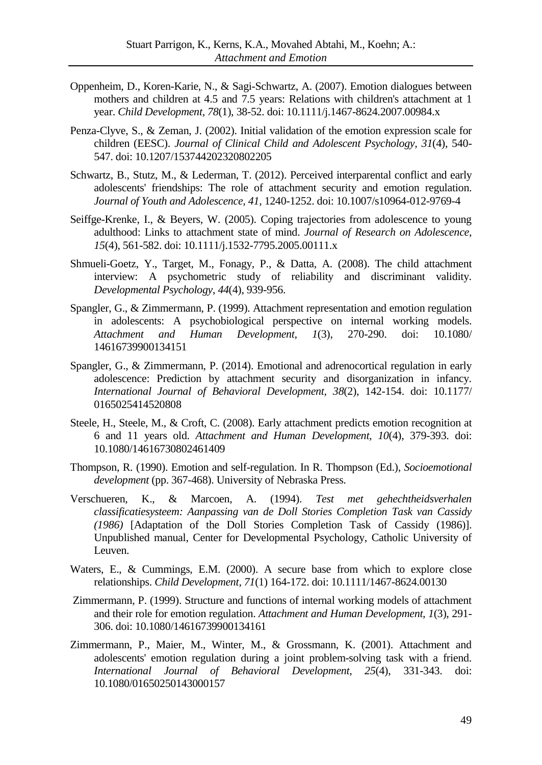Oppenheim, D., Koren-Karie, N., & Sagi-Schwartz, A. (2007). Emotion dialogues between mothers and children at 4.5 and 7.5 years: Relations with children's attachment at 1 year. *Child Development, 78*(1), 38-52. doi: 10.1111/j.1467-8624.2007.00984.x

Penza-Clyve, S., & Zeman, J. (2002). Initial validation of the emotion expression scale for children (EESC). *Journal of Clinical Child and Adolescent Psychology, 31*(4), 540-547. doi: 10.1207/153744202320802205

Schwartz, B., Stutz, M., & Lederman, T. (2012). Perceived interparental conflict and early adolescents' friendships: The role of attachment security and emotion regulation. *Journal of Youth and Adolescence, 41*, 1240-1252. doi: 10.1007/s10964-012-9769-4

Seiffge-Krenke, I., & Beyers, W. (2005). Coping trajectories from adolescence to young adulthood: Links to attachment state of mind. *Journal of Research on Adolescence, 15*(4), 561-582. doi: 10.1111/j.1532-7795.2005.00111.x

Shmueli-Goetz, Y., Target, M., Fonagy, P., & Datta, A. (2008). The child attachment interview: A psychometric study of reliability and discriminant validity. *Developmental Psychology, 44*(4), 939-956.

Spangler, G., & Zimmermann, P. (1999). Attachment representation and emotion regulation in adolescents: A psychobiological perspective on internal working models. *Attachment and Human Development, 1*(3), 270-290. doi: 10.1080/14616739900134151

Spangler, G., & Zimmermann, P. (2014). Emotional and adrenocortical regulation in early adolescence: Prediction by attachment security and disorganization in infancy. *International Journal of Behavioral Development, 38*(2), 142-154. doi: 10.1177/0165025414520808

Steele, H., Steele, M., & Croft, C. (2008). Early attachment predicts emotion recognition at 6 and 11 years old. *Attachment and Human Development, 10*(4), 379-393. doi: 10.1080/14616730802461409

Thompson, R. (1990). Emotion and self-regulation. In R. Thompson (Ed.), *Socioemotional development* (pp. 367-468). University of Nebraska Press.

Verschueren, K., & Marcoen, A. (1994). *Test met gehechtheidsverhalen classificatiesysteem: Aanpassing van de Doll Stories Completion Task van Cassidy (1986)* [Adaptation of the Doll Stories Completion Task of Cassidy (1986)]. Unpublished manual, Center for Developmental Psychology, Catholic University of Leuven.

Waters, E., & Cummings, E.M. (2000). A secure base from which to explore close relationships. *Child Development, 71*(1) 164-172. doi: 10.1111/1467-8624.00130

Zimmermann, P. (1999). Structure and functions of internal working models of attachment and their role for emotion regulation. *Attachment and Human Development, 1*(3), 291-306. doi: 10.1080/14616739900134161

Zimmermann, P., Maier, M., Winter, M., & Grossmann, K. (2001). Attachment and adolescents' emotion regulation during a joint problem-solving task with a friend. *International Journal of Behavioral Development, 25*(4), 331-343. doi: 10.1080/01650250143000157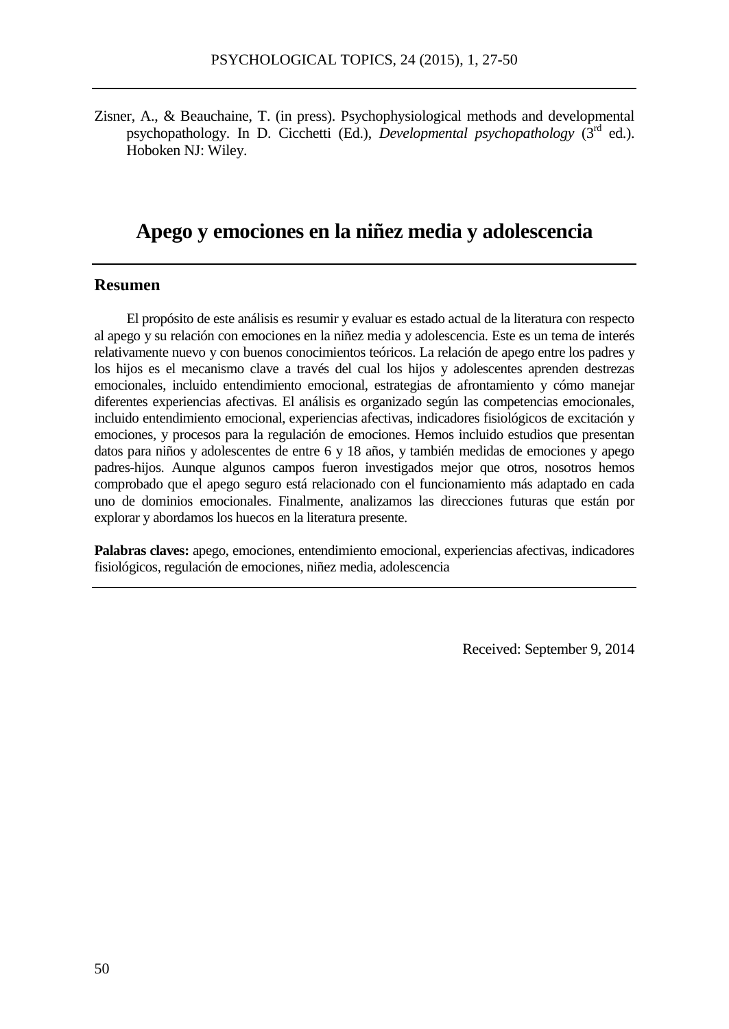Zisner, A., & Beauchaine, T. (in press). Psychophysiological methods and developmental psychopathology. In D. Cicchetti (Ed.), *Developmental psychopathology* (3rd ed.). Hoboken NJ: Wiley.

# Apego y emociones en la niñez media y adolescencia

## Resumen

El propósito de este análisis es resumir y evaluar es estado actual de la literatura con respecto al apego y su relación con emociones en la niñez media y adolescencia. Este es un tema de interés relativamente nuevo y con buenos conocimientos teóricos. La relación de apego entre los padres y los hijos es el mecanismo clave a través del cual los hijos y adolescentes aprenden destrezas emocionales, incluido entendimiento emocional, estrategias de afrontamiento y cómo manejar diferentes experiencias afectivas. El análisis es organizado según las competencias emocionales, incluido entendimiento emocional, experiencias afectivas, indicadores fisiológicos de excitación y emociones, y procesos para la regulación de emociones. Hemos incluido estudios que presentan datos para niños y adolescentes de entre 6 y 18 años, y también medidas de emociones y apego padres-hijos. Aunque algunos campos fueron investigados mejor que otros, nosotros hemos comprobado que el apego seguro está relacionado con el funcionamiento más adaptado en cada uno de dominios emocionales. Finalmente, analizamos las direcciones futuras que están por explorar y abordamos los huecos en la literatura presente.

**Palabras claves:** apego, emociones, entendimiento emocional, experiencias afectivas, indicadores fisiológicos, regulación de emociones, niñez media, adolescencia

Received: September 9, 2014